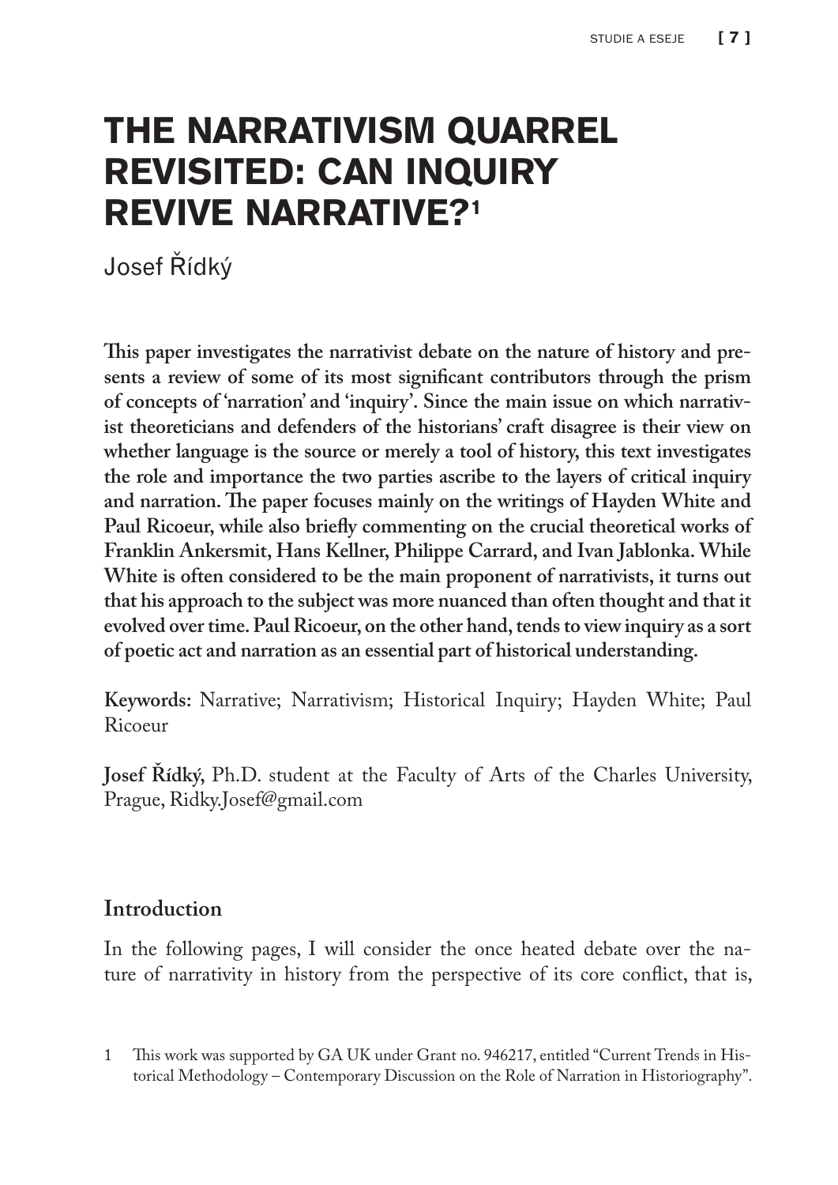# THE NARRATIVISM QUARREL REVISITED: CAN INQUIRY REVIVE NARRATIVE?[1]

Josef Řídký

**This paper investigates the narrativist debate on the nature of history and presents a review of some of its most significant contributors through the prism of concepts of 'narration' and 'inquiry'. Since the main issue on which narrativist theoreticians and defenders of the historians' craft disagree is their view on whether language is the source or merely a tool of history, this text investigates the role and importance the two parties ascribe to the layers of critical inquiry and narration. The paper focuses mainly on the writings of Hayden White and Paul Ricoeur, while also briefly commenting on the crucial theoretical works of Franklin Ankersmit, Hans Kellner, Philippe Carrard, and Ivan Jablonka. While White is often considered to be the main proponent of narrativists, it turns out that his approach to the subject was more nuanced than often thought and that it evolved over time. Paul Ricoeur, on the other hand, tends to view inquiry as a sort of poetic act and narration as an essential part of historical understanding.**

**Keywords:** Narrative; Narrativism; Historical Inquiry; Hayden White; Paul Ricoeur

**Josef Řídký,** Ph.D. student at the Faculty of Arts of the Charles University, Prague, Ridky.Josef@gmail.com

## Introduction

In the following pages, I will consider the once heated debate over the nature of narrativity in history from the perspective of its core conflict, that is,

1 This work was supported by GA UK under Grant no. 946217, entitled "Current Trends in Historical Methodology – Contemporary Discussion on the Role of Narration in Historiography".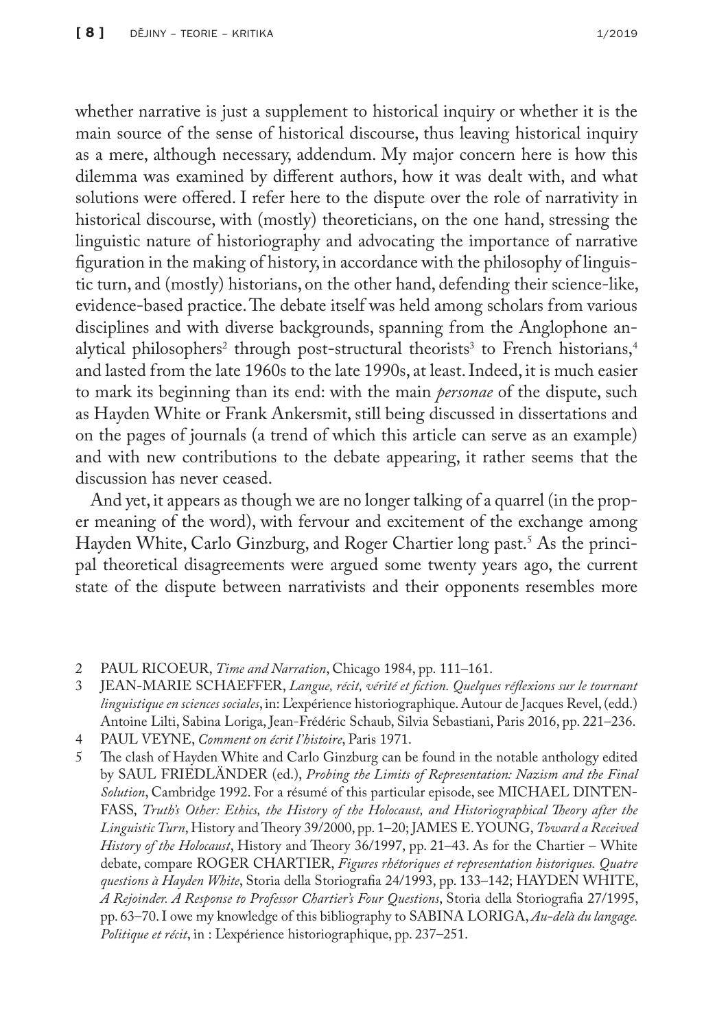whether narrative is just a supplement to historical inquiry or whether it is the main source of the sense of historical discourse, thus leaving historical inquiry as a mere, although necessary, addendum. My major concern here is how this dilemma was examined by different authors, how it was dealt with, and what solutions were offered. I refer here to the dispute over the role of narrativity in historical discourse, with (mostly) theoreticians, on the one hand, stressing the linguistic nature of historiography and advocating the importance of narrative figuration in the making of history, in accordance with the philosophy of linguistic turn, and (mostly) historians, on the other hand, defending their science-like, evidence-based practice. The debate itself was held among scholars from various disciplines and with diverse backgrounds, spanning from the Anglophone analytical philosophers[2] through post-structural theorists[3] to French historians,[4] and lasted from the late 1960s to the late 1990s, at least. Indeed, it is much easier to mark its beginning than its end: with the main *personae* of the dispute, such as Hayden White or Frank Ankersmit, still being discussed in dissertations and on the pages of journals (a trend of which this article can serve as an example) and with new contributions to the debate appearing, it rather seems that the discussion has never ceased.

And yet, it appears as though we are no longer talking of a quarrel (in the proper meaning of the word), with fervour and excitement of the exchange among Hayden White, Carlo Ginzburg, and Roger Chartier long past.[5] As the principal theoretical disagreements were argued some twenty years ago, the current state of the dispute between narrativists and their opponents resembles more

2 PAUL RICOEUR, *Time and Narration*, Chicago 1984, pp. 111–161.

3 JEAN-MARIE SCHAEFFER, *Langue, récit, vérité et fiction. Quelques réflexions sur le tournant linguistique en sciences sociales*, in: L'expérience historiographique. Autour de Jacques Revel, (edd.) Antoine Lilti, Sabina Loriga, Jean-Frédéric Schaub, Silvia Sebastiani, Paris 2016, pp. 221–236.

4 PAUL VEYNE, *Comment on écrit l'histoire*, Paris 1971.

5 The clash of Hayden White and Carlo Ginzburg can be found in the notable anthology edited by SAUL FRIEDLÄNDER (ed.), *Probing the Limits of Representation: Nazism and the Final Solution*, Cambridge 1992. For a résumé of this particular episode, see MICHAEL DINTENFASS, *Truth's Other: Ethics, the History of the Holocaust, and Historiographical Theory after the Linguistic Turn*, History and Theory 39/2000, pp. 1–20; JAMES E. YOUNG, *Toward a Received History of the Holocaust*, History and Theory 36/1997, pp. 21–43. As for the Chartier – White debate, compare ROGER CHARTIER, *Figures rhétoriques et representation historiques. Quatre questions à Hayden White*, Storia della Storiografia 24/1993, pp. 133–142; HAYDEN WHITE, *A Rejoinder. A Response to Professor Chartier's Four Questions*, Storia della Storiografia 27/1995, pp. 63–70. I owe my knowledge of this bibliography to SABINA LORIGA, *Au-delà du langage. Politique et récit*, in : L'expérience historiographique, pp. 237–251.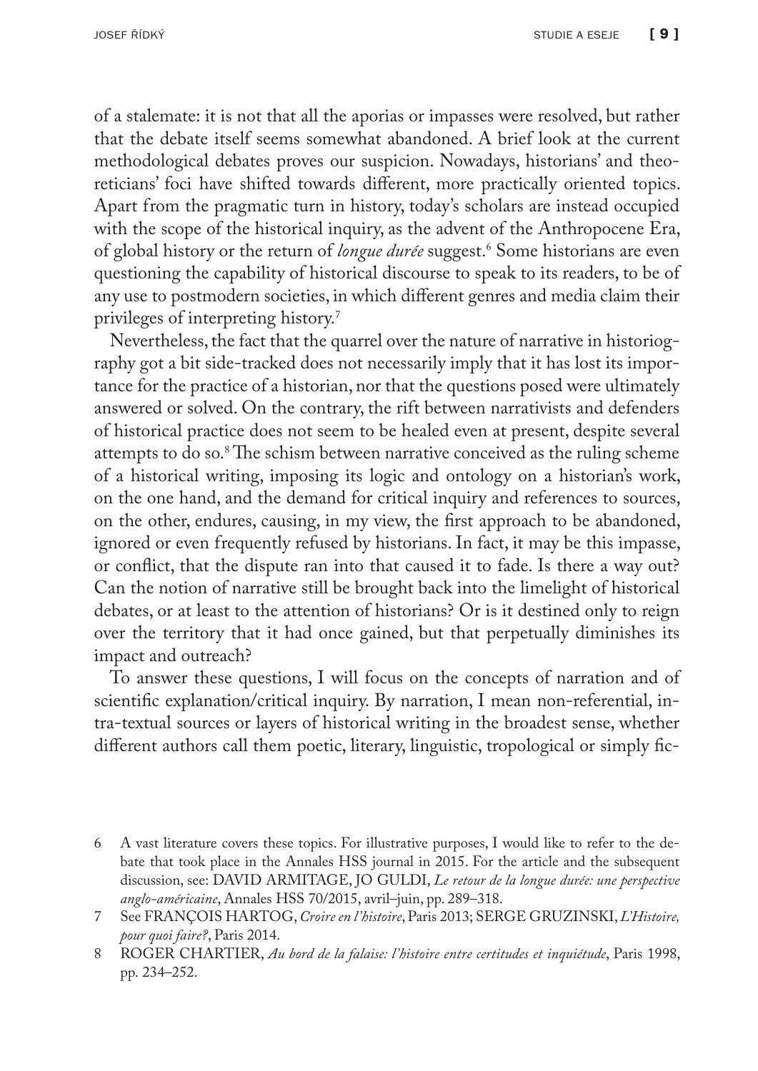of a stalemate: it is not that all the aporias or impasses were resolved, but rather that the debate itself seems somewhat abandoned. A brief look at the current methodological debates proves our suspicion. Nowadays, historians' and theoreticians' foci have shifted towards different, more practically oriented topics. Apart from the pragmatic turn in history, today's scholars are instead occupied with the scope of the historical inquiry, as the advent of the Anthropocene Era, of global history or the return of *longue durée* suggest.[6] Some historians are even questioning the capability of historical discourse to speak to its readers, to be of any use to postmodern societies, in which different genres and media claim their privileges of interpreting history.[7]

Nevertheless, the fact that the quarrel over the nature of narrative in historiography got a bit side-tracked does not necessarily imply that it has lost its importance for the practice of a historian, nor that the questions posed were ultimately answered or solved. On the contrary, the rift between narrativists and defenders of historical practice does not seem to be healed even at present, despite several attempts to do so.[8] The schism between narrative conceived as the ruling scheme of a historical writing, imposing its logic and ontology on a historian's work, on the one hand, and the demand for critical inquiry and references to sources, on the other, endures, causing, in my view, the first approach to be abandoned, ignored or even frequently refused by historians. In fact, it may be this impasse, or conflict, that the dispute ran into that caused it to fade. Is there a way out? Can the notion of narrative still be brought back into the limelight of historical debates, or at least to the attention of historians? Or is it destined only to reign over the territory that it had once gained, but that perpetually diminishes its impact and outreach?

To answer these questions, I will focus on the concepts of narration and of scientific explanation/critical inquiry. By narration, I mean non-referential, intra-textual sources or layers of historical writing in the broadest sense, whether different authors call them poetic, literary, linguistic, tropological or simply fic-

6 A vast literature covers these topics. For illustrative purposes, I would like to refer to the debate that took place in the Annales HSS journal in 2015. For the article and the subsequent discussion, see: DAVID ARMITAGE, JO GULDI, *Le retour de la longue durée: une perspective anglo-américaine*, Annales HSS 70/2015, avril–juin, pp. 289–318.

7 See FRANÇOIS HARTOG, *Croire en l'histoire*, Paris 2013; SERGE GRUZINSKI, *L'Histoire, pour quoi faire?*, Paris 2014.

8 ROGER CHARTIER, *Au bord de la falaise: l'histoire entre certitudes et inquiétude*, Paris 1998, pp. 234–252.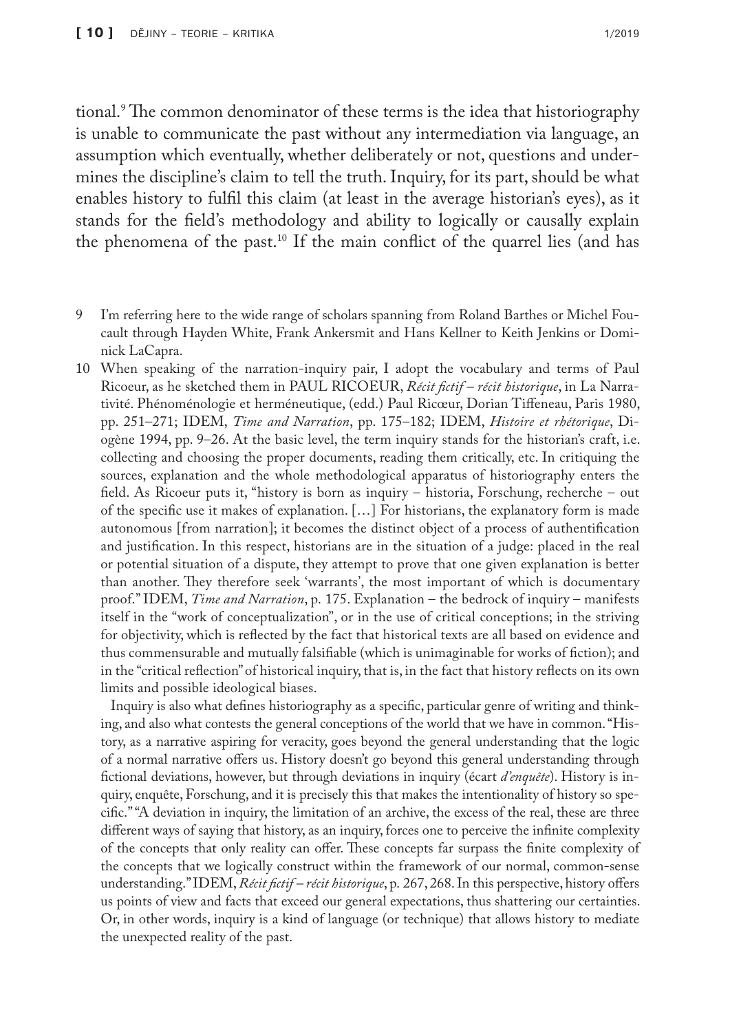tional.[9] The common denominator of these terms is the idea that historiography is unable to communicate the past without any intermediation via language, an assumption which eventually, whether deliberately or not, questions and undermines the discipline's claim to tell the truth. Inquiry, for its part, should be what enables history to fulfil this claim (at least in the average historian's eyes), as it stands for the field's methodology and ability to logically or causally explain the phenomena of the past.[10] If the main conflict of the quarrel lies (and has

---

9 I'm referring here to the wide range of scholars spanning from Roland Barthes or Michel Foucault through Hayden White, Frank Ankersmit and Hans Kellner to Keith Jenkins or Dominick LaCapra.

10 When speaking of the narration-inquiry pair, I adopt the vocabulary and terms of Paul Ricoeur, as he sketched them in PAUL RICOEUR, *Récit fictif – récit historique*, in La Narrativité. Phénoménologie et herméneutique, (edd.) Paul Ricœur, Dorian Tiffeneau, Paris 1980, pp. 251–271; IDEM, *Time and Narration*, pp. 175–182; IDEM, *Histoire et rhétorique*, Diogène 1994, pp. 9–26. At the basic level, the term inquiry stands for the historian's craft, i.e. collecting and choosing the proper documents, reading them critically, etc. In critiquing the sources, explanation and the whole methodological apparatus of historiography enters the field. As Ricoeur puts it, "history is born as inquiry – historia, Forschung, recherche – out of the specific use it makes of explanation. […] For historians, the explanatory form is made autonomous [from narration]; it becomes the distinct object of a process of authentification and justification. In this respect, historians are in the situation of a judge: placed in the real or potential situation of a dispute, they attempt to prove that one given explanation is better than another. They therefore seek 'warrants', the most important of which is documentary proof." IDEM, *Time and Narration*, p. 175. Explanation – the bedrock of inquiry – manifests itself in the "work of conceptualization", or in the use of critical conceptions; in the striving for objectivity, which is reflected by the fact that historical texts are all based on evidence and thus commensurable and mutually falsifiable (which is unimaginable for works of fiction); and in the "critical reflection" of historical inquiry, that is, in the fact that history reflects on its own limits and possible ideological biases.

Inquiry is also what defines historiography as a specific, particular genre of writing and thinking, and also what contests the general conceptions of the world that we have in common. "History, as a narrative aspiring for veracity, goes beyond the general understanding that the logic of a normal narrative offers us. History doesn't go beyond this general understanding through fictional deviations, however, but through deviations in inquiry (écart *d'enquête*). History is inquiry, enquête, Forschung, and it is precisely this that makes the intentionality of history so specific." "A deviation in inquiry, the limitation of an archive, the excess of the real, these are three different ways of saying that history, as an inquiry, forces one to perceive the infinite complexity of the concepts that only reality can offer. These concepts far surpass the finite complexity of the concepts that we logically construct within the framework of our normal, common-sense understanding." IDEM, *Récit fictif – récit historique*, p. 267, 268. In this perspective, history offers us points of view and facts that exceed our general expectations, thus shattering our certainties. Or, in other words, inquiry is a kind of language (or technique) that allows history to mediate the unexpected reality of the past.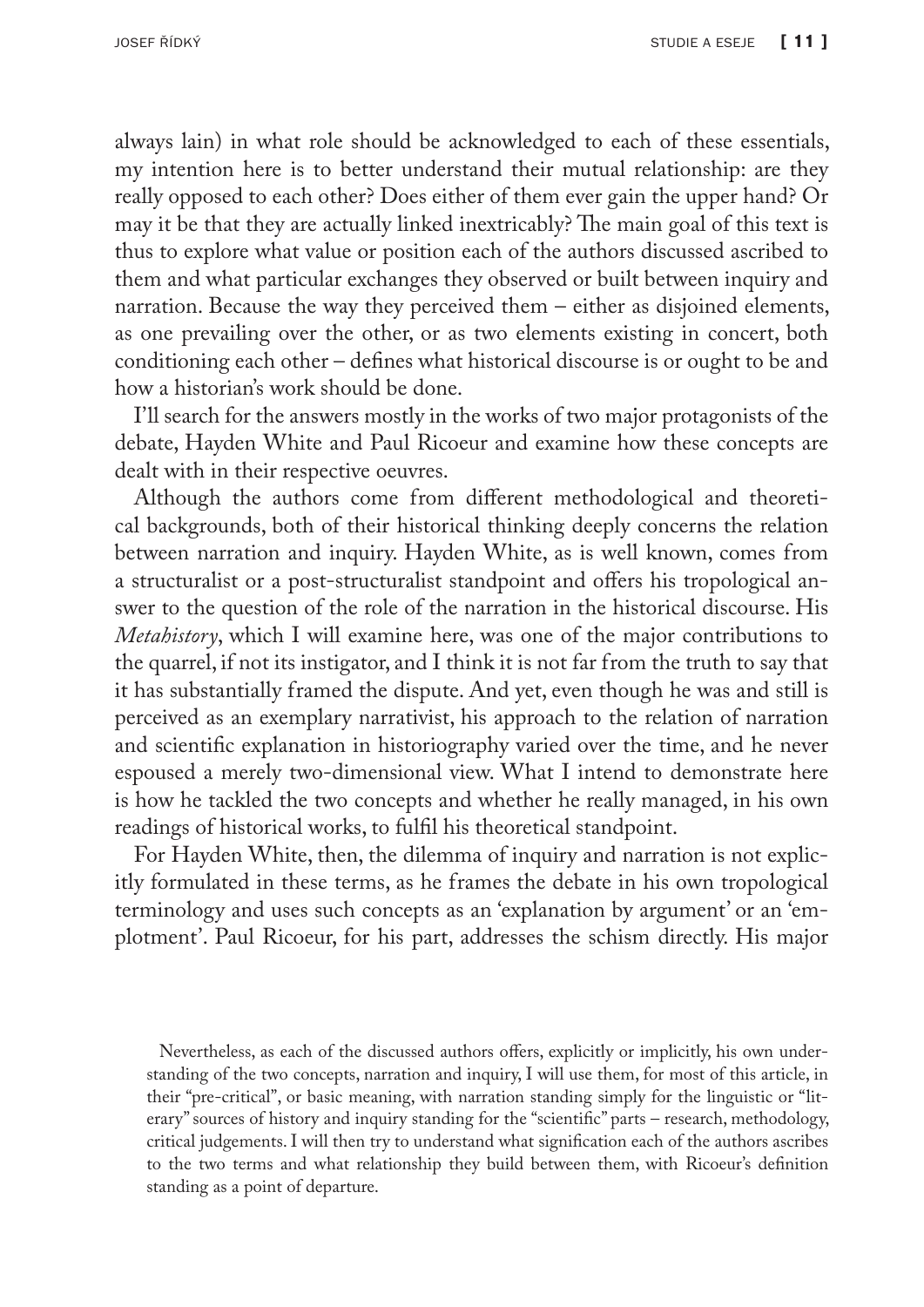always lain) in what role should be acknowledged to each of these essentials, my intention here is to better understand their mutual relationship: are they really opposed to each other? Does either of them ever gain the upper hand? Or may it be that they are actually linked inextricably? The main goal of this text is thus to explore what value or position each of the authors discussed ascribed to them and what particular exchanges they observed or built between inquiry and narration. Because the way they perceived them – either as disjoined elements, as one prevailing over the other, or as two elements existing in concert, both conditioning each other – defines what historical discourse is or ought to be and how a historian's work should be done.

I'll search for the answers mostly in the works of two major protagonists of the debate, Hayden White and Paul Ricoeur and examine how these concepts are dealt with in their respective oeuvres.

Although the authors come from different methodological and theoretical backgrounds, both of their historical thinking deeply concerns the relation between narration and inquiry. Hayden White, as is well known, comes from a structuralist or a post-structuralist standpoint and offers his tropological answer to the question of the role of the narration in the historical discourse. His *Metahistory*, which I will examine here, was one of the major contributions to the quarrel, if not its instigator, and I think it is not far from the truth to say that it has substantially framed the dispute. And yet, even though he was and still is perceived as an exemplary narrativist, his approach to the relation of narration and scientific explanation in historiography varied over the time, and he never espoused a merely two-dimensional view. What I intend to demonstrate here is how he tackled the two concepts and whether he really managed, in his own readings of historical works, to fulfil his theoretical standpoint.

For Hayden White, then, the dilemma of inquiry and narration is not explicitly formulated in these terms, as he frames the debate in his own tropological terminology and uses such concepts as an 'explanation by argument' or an 'emplotment'. Paul Ricoeur, for his part, addresses the schism directly. His major

Nevertheless, as each of the discussed authors offers, explicitly or implicitly, his own understanding of the two concepts, narration and inquiry, I will use them, for most of this article, in their "pre-critical", or basic meaning, with narration standing simply for the linguistic or "literary" sources of history and inquiry standing for the "scientific" parts – research, methodology, critical judgements. I will then try to understand what signification each of the authors ascribes to the two terms and what relationship they build between them, with Ricoeur's definition standing as a point of departure.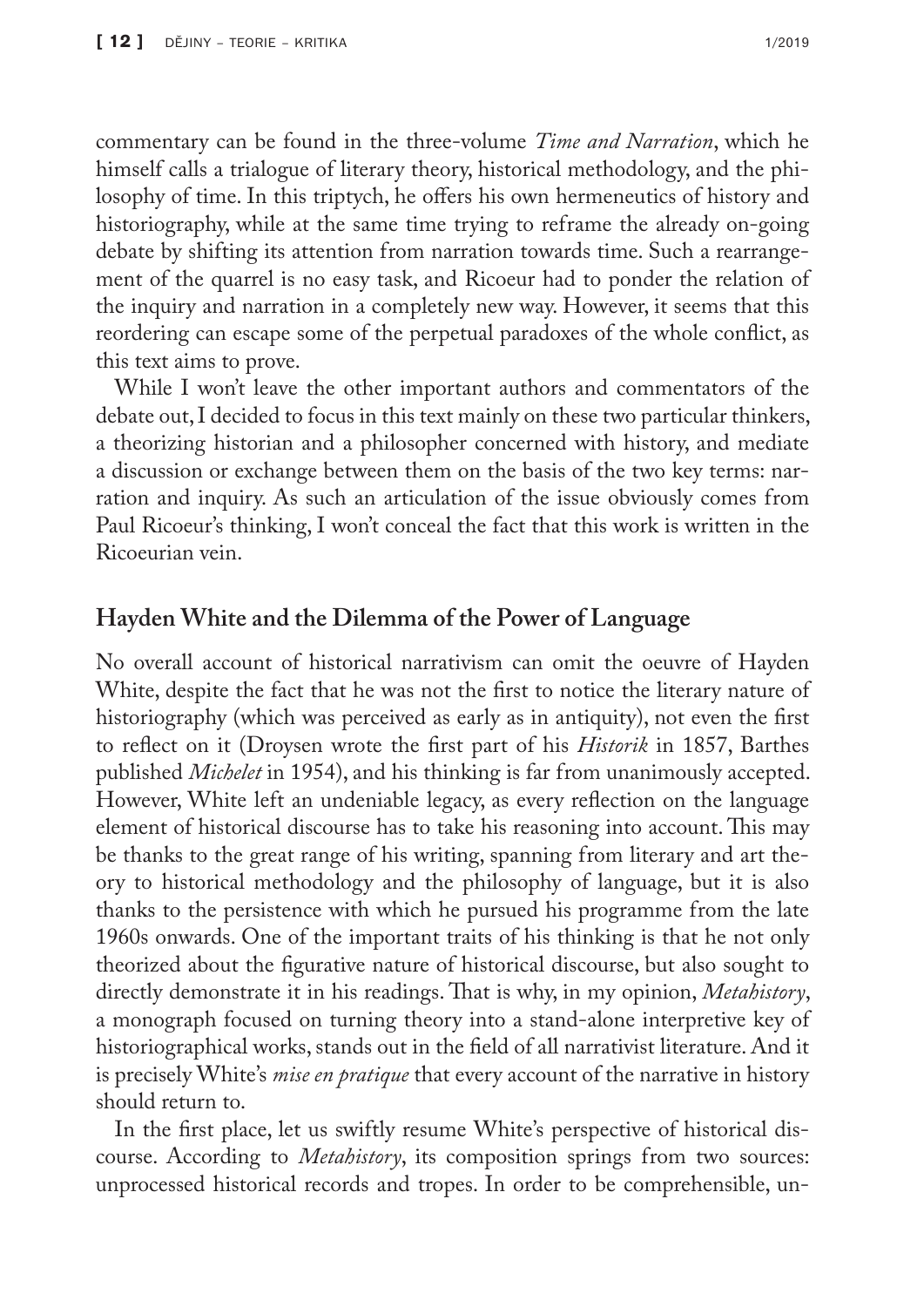commentary can be found in the three-volume *Time and Narration*, which he himself calls a trialogue of literary theory, historical methodology, and the philosophy of time. In this triptych, he offers his own hermeneutics of history and historiography, while at the same time trying to reframe the already on-going debate by shifting its attention from narration towards time. Such a rearrangement of the quarrel is no easy task, and Ricoeur had to ponder the relation of the inquiry and narration in a completely new way. However, it seems that this reordering can escape some of the perpetual paradoxes of the whole conflict, as this text aims to prove.

While I won't leave the other important authors and commentators of the debate out, I decided to focus in this text mainly on these two particular thinkers, a theorizing historian and a philosopher concerned with history, and mediate a discussion or exchange between them on the basis of the two key terms: narration and inquiry. As such an articulation of the issue obviously comes from Paul Ricoeur's thinking, I won't conceal the fact that this work is written in the Ricoeurian vein.

## Hayden White and the Dilemma of the Power of Language

No overall account of historical narrativism can omit the oeuvre of Hayden White, despite the fact that he was not the first to notice the literary nature of historiography (which was perceived as early as in antiquity), not even the first to reflect on it (Droysen wrote the first part of his *Historik* in 1857, Barthes published *Michelet* in 1954), and his thinking is far from unanimously accepted. However, White left an undeniable legacy, as every reflection on the language element of historical discourse has to take his reasoning into account. This may be thanks to the great range of his writing, spanning from literary and art theory to historical methodology and the philosophy of language, but it is also thanks to the persistence with which he pursued his programme from the late 1960s onwards. One of the important traits of his thinking is that he not only theorized about the figurative nature of historical discourse, but also sought to directly demonstrate it in his readings. That is why, in my opinion, *Metahistory*, a monograph focused on turning theory into a stand-alone interpretive key of historiographical works, stands out in the field of all narrativist literature. And it is precisely White's *mise en pratique* that every account of the narrative in history should return to.

In the first place, let us swiftly resume White's perspective of historical discourse. According to *Metahistory*, its composition springs from two sources: unprocessed historical records and tropes. In order to be comprehensible, un-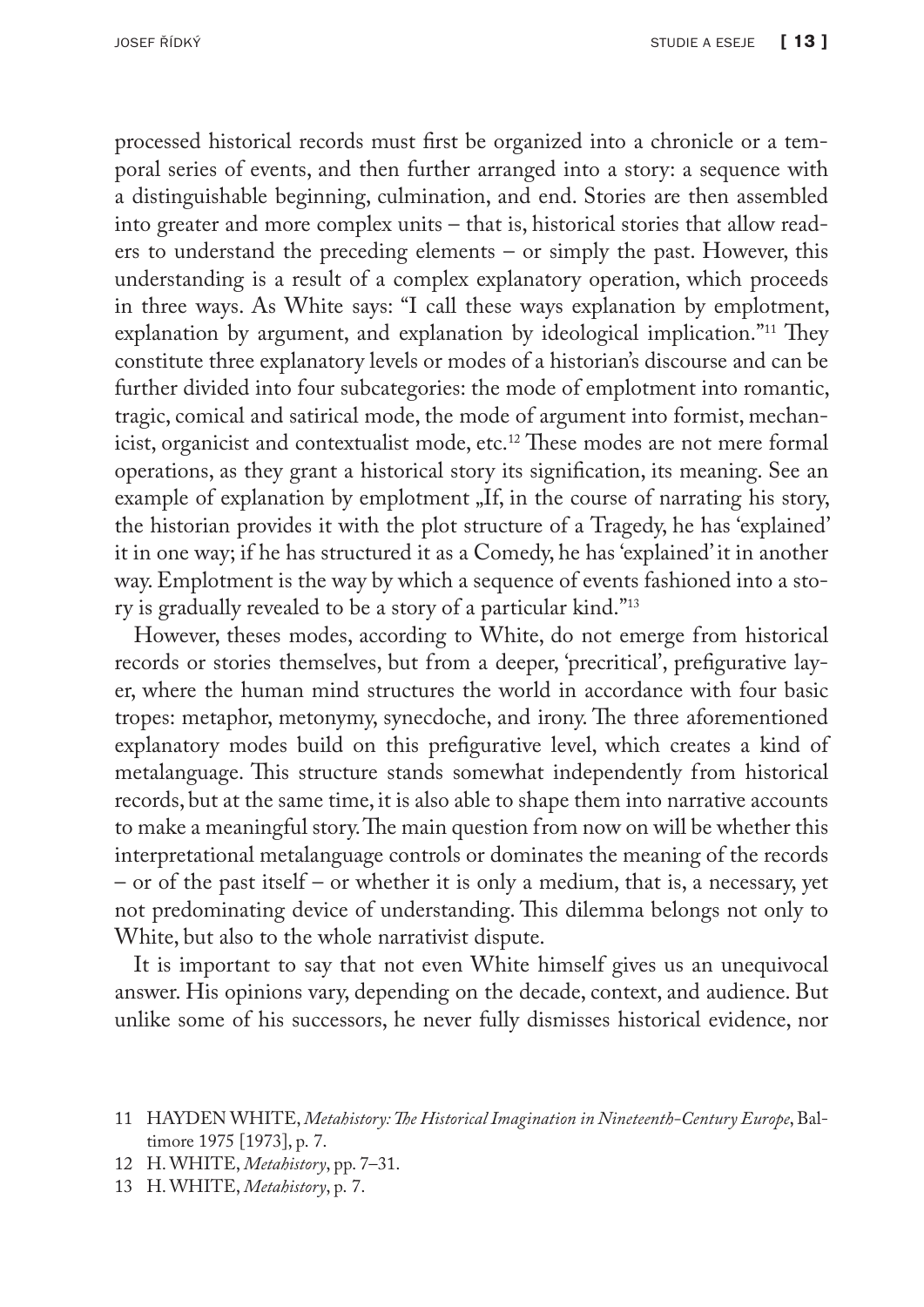processed historical records must first be organized into a chronicle or a temporal series of events, and then further arranged into a story: a sequence with a distinguishable beginning, culmination, and end. Stories are then assembled into greater and more complex units – that is, historical stories that allow readers to understand the preceding elements – or simply the past. However, this understanding is a result of a complex explanatory operation, which proceeds in three ways. As White says: "I call these ways explanation by emplotment, explanation by argument, and explanation by ideological implication."[11] They constitute three explanatory levels or modes of a historian's discourse and can be further divided into four subcategories: the mode of emplotment into romantic, tragic, comical and satirical mode, the mode of argument into formist, mechanicist, organicist and contextualist mode, etc.[12] These modes are not mere formal operations, as they grant a historical story its signification, its meaning. See an example of explanation by emplotment „If, in the course of narrating his story, the historian provides it with the plot structure of a Tragedy, he has 'explained' it in one way; if he has structured it as a Comedy, he has 'explained' it in another way. Emplotment is the way by which a sequence of events fashioned into a story is gradually revealed to be a story of a particular kind."[13]

However, theses modes, according to White, do not emerge from historical records or stories themselves, but from a deeper, 'precritical', prefigurative layer, where the human mind structures the world in accordance with four basic tropes: metaphor, metonymy, synecdoche, and irony. The three aforementioned explanatory modes build on this prefigurative level, which creates a kind of metalanguage. This structure stands somewhat independently from historical records, but at the same time, it is also able to shape them into narrative accounts to make a meaningful story. The main question from now on will be whether this interpretational metalanguage controls or dominates the meaning of the records – or of the past itself – or whether it is only a medium, that is, a necessary, yet not predominating device of understanding. This dilemma belongs not only to White, but also to the whole narrativist dispute.

It is important to say that not even White himself gives us an unequivocal answer. His opinions vary, depending on the decade, context, and audience. But unlike some of his successors, he never fully dismisses historical evidence, nor

11 HAYDEN WHITE, *Metahistory: The Historical Imagination in Nineteenth-Century Europe*, Baltimore 1975 [1973], p. 7.

12 H. WHITE, *Metahistory*, pp. 7–31.

13 H. WHITE, *Metahistory*, p. 7.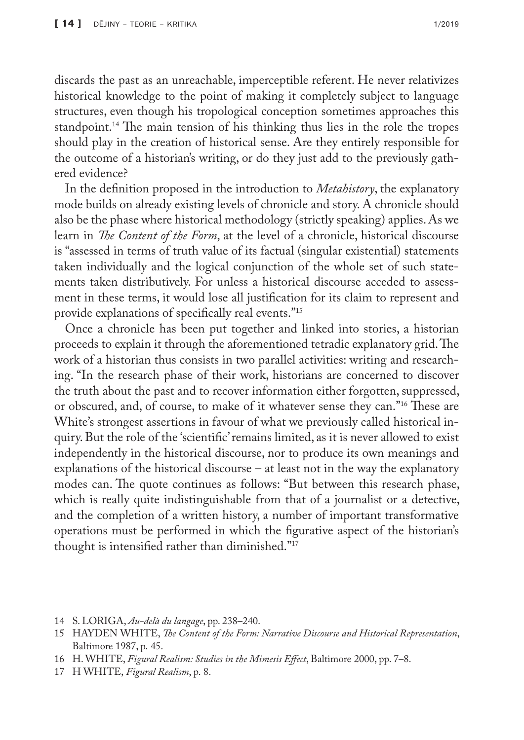discards the past as an unreachable, imperceptible referent. He never relativizes historical knowledge to the point of making it completely subject to language structures, even though his tropological conception sometimes approaches this standpoint.[14] The main tension of his thinking thus lies in the role the tropes should play in the creation of historical sense. Are they entirely responsible for the outcome of a historian's writing, or do they just add to the previously gathered evidence?

In the definition proposed in the introduction to *Metahistory*, the explanatory mode builds on already existing levels of chronicle and story. A chronicle should also be the phase where historical methodology (strictly speaking) applies. As we learn in *The Content of the Form*, at the level of a chronicle, historical discourse is "assessed in terms of truth value of its factual (singular existential) statements taken individually and the logical conjunction of the whole set of such statements taken distributively. For unless a historical discourse acceded to assessment in these terms, it would lose all justification for its claim to represent and provide explanations of specifically real events."[15]

Once a chronicle has been put together and linked into stories, a historian proceeds to explain it through the aforementioned tetradic explanatory grid. The work of a historian thus consists in two parallel activities: writing and researching. "In the research phase of their work, historians are concerned to discover the truth about the past and to recover information either forgotten, suppressed, or obscured, and, of course, to make of it whatever sense they can."[16] These are White's strongest assertions in favour of what we previously called historical inquiry. But the role of the 'scientific' remains limited, as it is never allowed to exist independently in the historical discourse, nor to produce its own meanings and explanations of the historical discourse – at least not in the way the explanatory modes can. The quote continues as follows: "But between this research phase, which is really quite indistinguishable from that of a journalist or a detective, and the completion of a written history, a number of important transformative operations must be performed in which the figurative aspect of the historian's thought is intensified rather than diminished."[17]

14 S. LORIGA, *Au-delà du langage*, pp. 238–240.

15 HAYDEN WHITE, *The Content of the Form: Narrative Discourse and Historical Representation*, Baltimore 1987, p. 45.

16 H. WHITE, *Figural Realism: Studies in the Mimesis Effect*, Baltimore 2000, pp. 7–8.

17 H WHITE, *Figural Realism*, p. 8.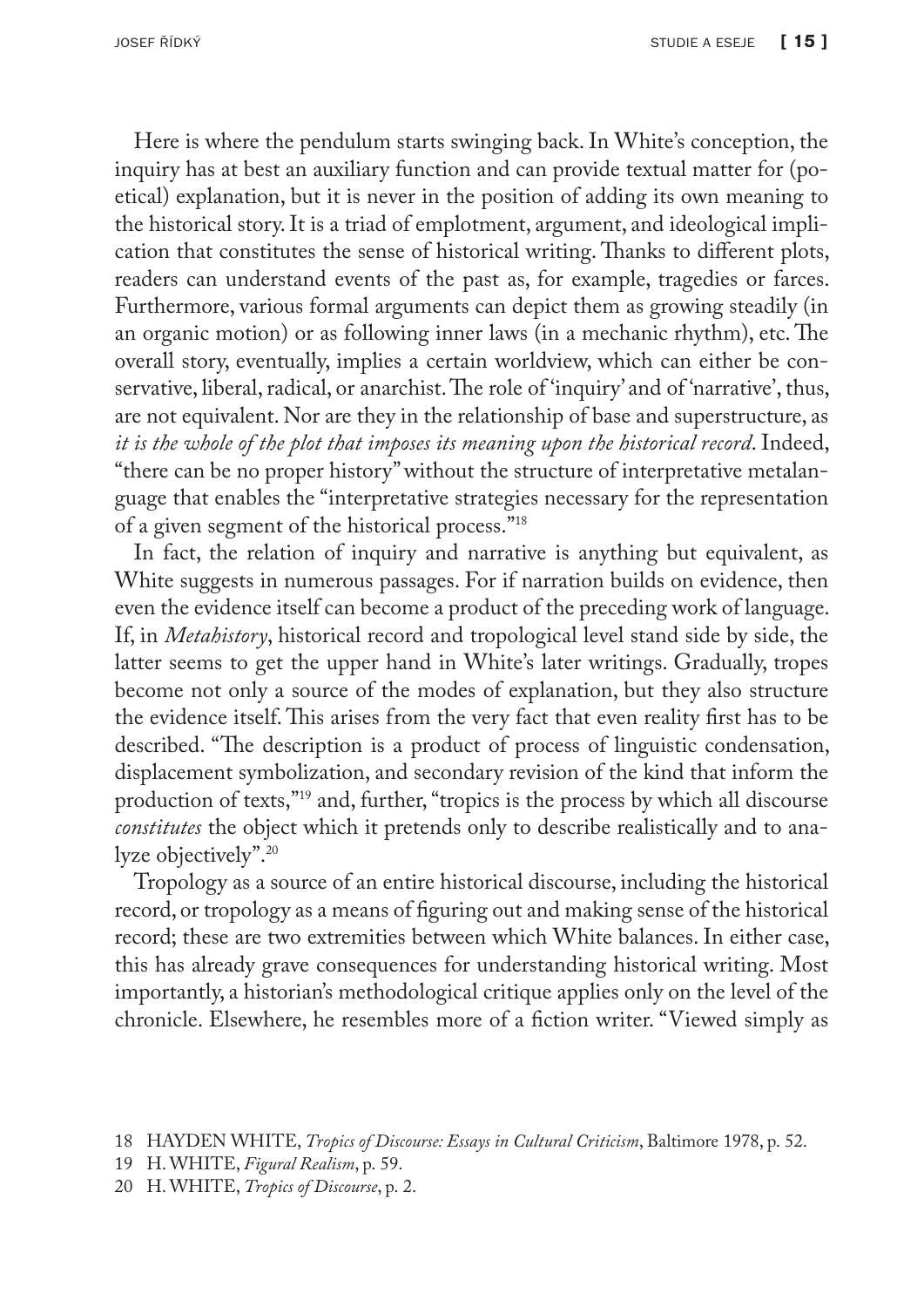Here is where the pendulum starts swinging back. In White's conception, the inquiry has at best an auxiliary function and can provide textual matter for (poetical) explanation, but it is never in the position of adding its own meaning to the historical story. It is a triad of emplotment, argument, and ideological implication that constitutes the sense of historical writing. Thanks to different plots, readers can understand events of the past as, for example, tragedies or farces. Furthermore, various formal arguments can depict them as growing steadily (in an organic motion) or as following inner laws (in a mechanic rhythm), etc. The overall story, eventually, implies a certain worldview, which can either be conservative, liberal, radical, or anarchist. The role of 'inquiry' and of 'narrative', thus, are not equivalent. Nor are they in the relationship of base and superstructure, as *it is the whole of the plot that imposes its meaning upon the historical record*. Indeed, "there can be no proper history" without the structure of interpretative metalanguage that enables the "interpretative strategies necessary for the representation of a given segment of the historical process."[18]

In fact, the relation of inquiry and narrative is anything but equivalent, as White suggests in numerous passages. For if narration builds on evidence, then even the evidence itself can become a product of the preceding work of language. If, in *Metahistory*, historical record and tropological level stand side by side, the latter seems to get the upper hand in White's later writings. Gradually, tropes become not only a source of the modes of explanation, but they also structure the evidence itself. This arises from the very fact that even reality first has to be described. "The description is a product of process of linguistic condensation, displacement symbolization, and secondary revision of the kind that inform the production of texts,"[19] and, further, "tropics is the process by which all discourse *constitutes* the object which it pretends only to describe realistically and to analyze objectively".[20]

Tropology as a source of an entire historical discourse, including the historical record, or tropology as a means of figuring out and making sense of the historical record; these are two extremities between which White balances. In either case, this has already grave consequences for understanding historical writing. Most importantly, a historian's methodological critique applies only on the level of the chronicle. Elsewhere, he resembles more of a fiction writer. "Viewed simply as

18 HAYDEN WHITE, *Tropics of Discourse: Essays in Cultural Criticism*, Baltimore 1978, p. 52.

19 H. WHITE, *Figural Realism*, p. 59.

20 H. WHITE, *Tropics of Discourse*, p. 2.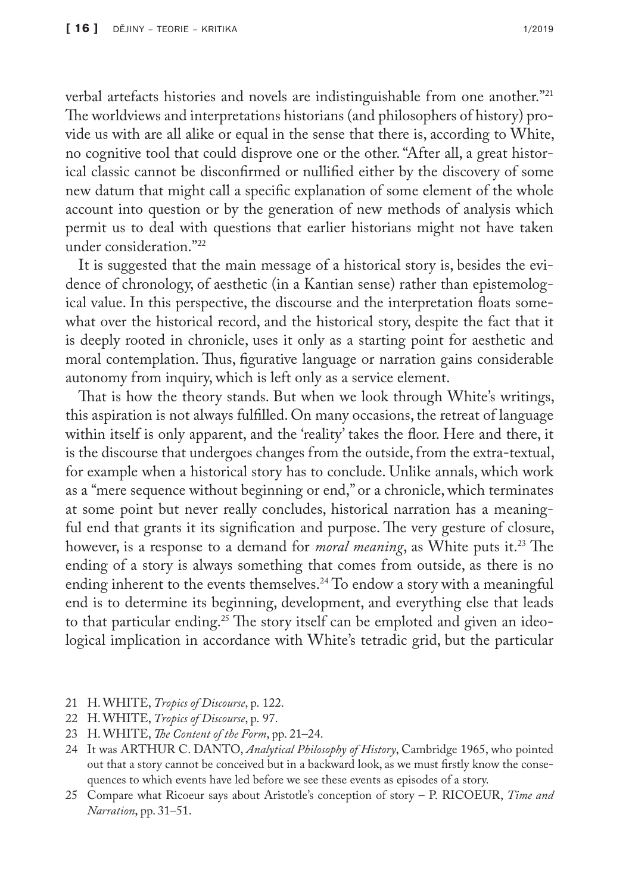verbal artefacts histories and novels are indistinguishable from one another."[21] The worldviews and interpretations historians (and philosophers of history) provide us with are all alike or equal in the sense that there is, according to White, no cognitive tool that could disprove one or the other. "After all, a great historical classic cannot be disconfirmed or nullified either by the discovery of some new datum that might call a specific explanation of some element of the whole account into question or by the generation of new methods of analysis which permit us to deal with questions that earlier historians might not have taken under consideration."[22]

It is suggested that the main message of a historical story is, besides the evidence of chronology, of aesthetic (in a Kantian sense) rather than epistemological value. In this perspective, the discourse and the interpretation floats somewhat over the historical record, and the historical story, despite the fact that it is deeply rooted in chronicle, uses it only as a starting point for aesthetic and moral contemplation. Thus, figurative language or narration gains considerable autonomy from inquiry, which is left only as a service element.

That is how the theory stands. But when we look through White's writings, this aspiration is not always fulfilled. On many occasions, the retreat of language within itself is only apparent, and the 'reality' takes the floor. Here and there, it is the discourse that undergoes changes from the outside, from the extra-textual, for example when a historical story has to conclude. Unlike annals, which work as a "mere sequence without beginning or end," or a chronicle, which terminates at some point but never really concludes, historical narration has a meaningful end that grants it its signification and purpose. The very gesture of closure, however, is a response to a demand for *moral meaning*, as White puts it.[23] The ending of a story is always something that comes from outside, as there is no ending inherent to the events themselves.[24] To endow a story with a meaningful end is to determine its beginning, development, and everything else that leads to that particular ending.[25] The story itself can be emploted and given an ideological implication in accordance with White's tetradic grid, but the particular

21 H. WHITE, *Tropics of Discourse*, p. 122.

22 H. WHITE, *Tropics of Discourse*, p. 97.

23 H. WHITE, *The Content of the Form*, pp. 21–24.

24 It was ARTHUR C. DANTO, *Analytical Philosophy of History*, Cambridge 1965, who pointed out that a story cannot be conceived but in a backward look, as we must firstly know the consequences to which events have led before we see these events as episodes of a story.

25 Compare what Ricoeur says about Aristotle's conception of story – P. RICOEUR, *Time and Narration*, pp. 31–51.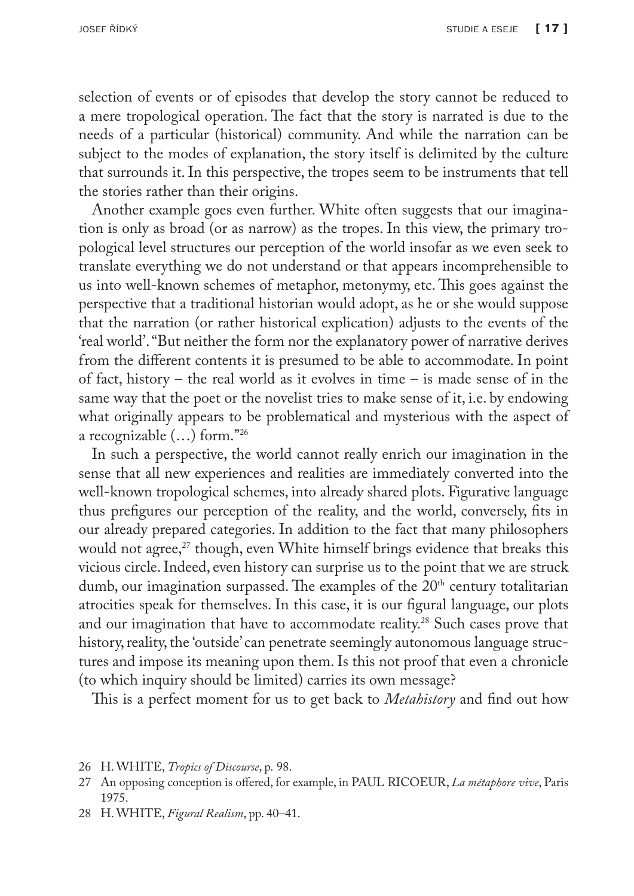selection of events or of episodes that develop the story cannot be reduced to a mere tropological operation. The fact that the story is narrated is due to the needs of a particular (historical) community. And while the narration can be subject to the modes of explanation, the story itself is delimited by the culture that surrounds it. In this perspective, the tropes seem to be instruments that tell the stories rather than their origins.

Another example goes even further. White often suggests that our imagination is only as broad (or as narrow) as the tropes. In this view, the primary tropological level structures our perception of the world insofar as we even seek to translate everything we do not understand or that appears incomprehensible to us into well-known schemes of metaphor, metonymy, etc. This goes against the perspective that a traditional historian would adopt, as he or she would suppose that the narration (or rather historical explication) adjusts to the events of the 'real world'. "But neither the form nor the explanatory power of narrative derives from the different contents it is presumed to be able to accommodate. In point of fact, history – the real world as it evolves in time – is made sense of in the same way that the poet or the novelist tries to make sense of it, i.e. by endowing what originally appears to be problematical and mysterious with the aspect of a recognizable (…) form."[26]

In such a perspective, the world cannot really enrich our imagination in the sense that all new experiences and realities are immediately converted into the well-known tropological schemes, into already shared plots. Figurative language thus prefigures our perception of the reality, and the world, conversely, fits in our already prepared categories. In addition to the fact that many philosophers would not agree,[27] though, even White himself brings evidence that breaks this vicious circle. Indeed, even history can surprise us to the point that we are struck dumb, our imagination surpassed. The examples of the 20th century totalitarian atrocities speak for themselves. In this case, it is our figural language, our plots and our imagination that have to accommodate reality.[28] Such cases prove that history, reality, the 'outside' can penetrate seemingly autonomous language structures and impose its meaning upon them. Is this not proof that even a chronicle (to which inquiry should be limited) carries its own message?

This is a perfect moment for us to get back to *Metahistory* and find out how

---

26 H. WHITE, *Tropics of Discourse*, p. 98.

27 An opposing conception is offered, for example, in PAUL RICOEUR, *La métaphore vive*, Paris 1975.

28 H. WHITE, *Figural Realism*, pp. 40–41.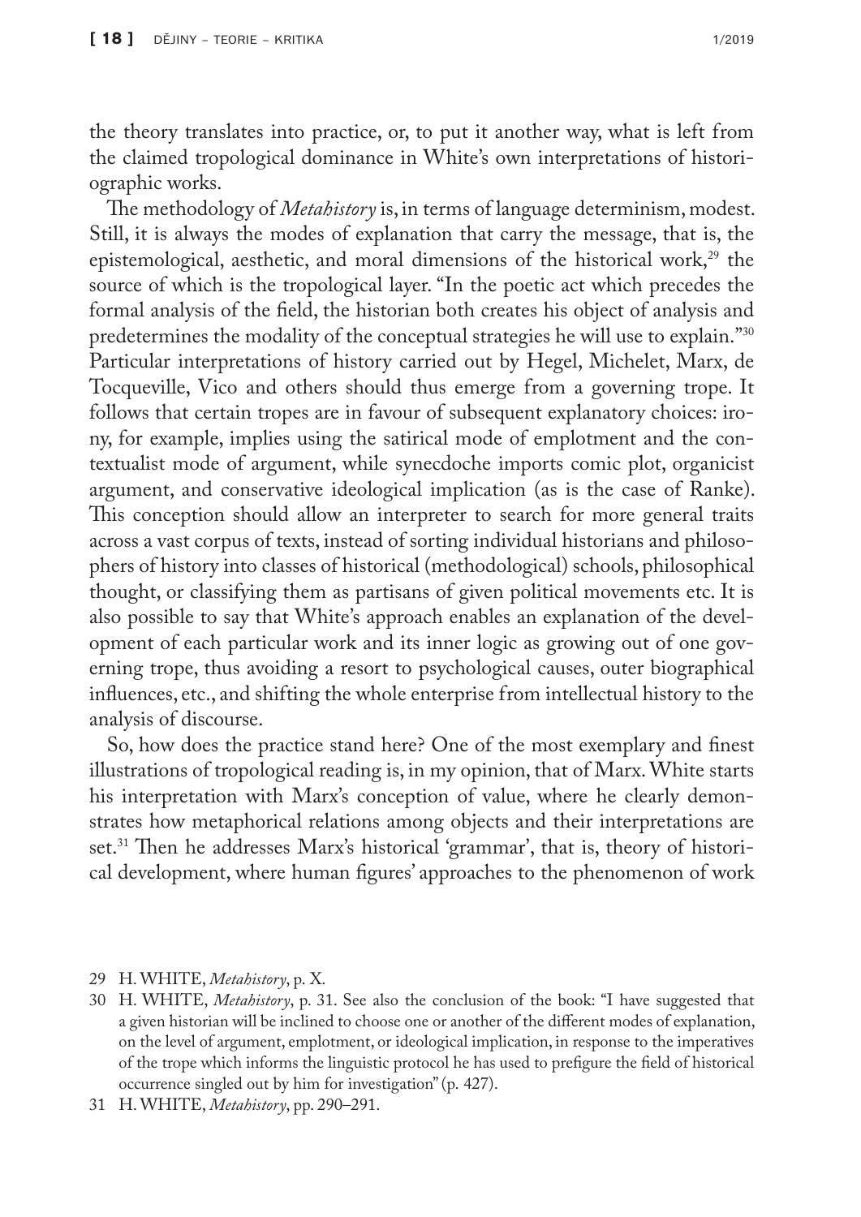the theory translates into practice, or, to put it another way, what is left from the claimed tropological dominance in White's own interpretations of historiographic works.

The methodology of *Metahistory* is, in terms of language determinism, modest. Still, it is always the modes of explanation that carry the message, that is, the epistemological, aesthetic, and moral dimensions of the historical work,[29] the source of which is the tropological layer. "In the poetic act which precedes the formal analysis of the field, the historian both creates his object of analysis and predetermines the modality of the conceptual strategies he will use to explain."[30] Particular interpretations of history carried out by Hegel, Michelet, Marx, de Tocqueville, Vico and others should thus emerge from a governing trope. It follows that certain tropes are in favour of subsequent explanatory choices: irony, for example, implies using the satirical mode of emplotment and the contextualist mode of argument, while synecdoche imports comic plot, organicist argument, and conservative ideological implication (as is the case of Ranke). This conception should allow an interpreter to search for more general traits across a vast corpus of texts, instead of sorting individual historians and philosophers of history into classes of historical (methodological) schools, philosophical thought, or classifying them as partisans of given political movements etc. It is also possible to say that White's approach enables an explanation of the development of each particular work and its inner logic as growing out of one governing trope, thus avoiding a resort to psychological causes, outer biographical influences, etc., and shifting the whole enterprise from intellectual history to the analysis of discourse.

So, how does the practice stand here? One of the most exemplary and finest illustrations of tropological reading is, in my opinion, that of Marx. White starts his interpretation with Marx's conception of value, where he clearly demonstrates how metaphorical relations among objects and their interpretations are set.[31] Then he addresses Marx's historical 'grammar', that is, theory of historical development, where human figures' approaches to the phenomenon of work

---

29 H. WHITE, *Metahistory*, p. X.

30 H. WHITE, *Metahistory*, p. 31. See also the conclusion of the book: "I have suggested that a given historian will be inclined to choose one or another of the different modes of explanation, on the level of argument, emplotment, or ideological implication, in response to the imperatives of the trope which informs the linguistic protocol he has used to prefigure the field of historical occurrence singled out by him for investigation" (p. 427).

31 H. WHITE, *Metahistory*, pp. 290–291.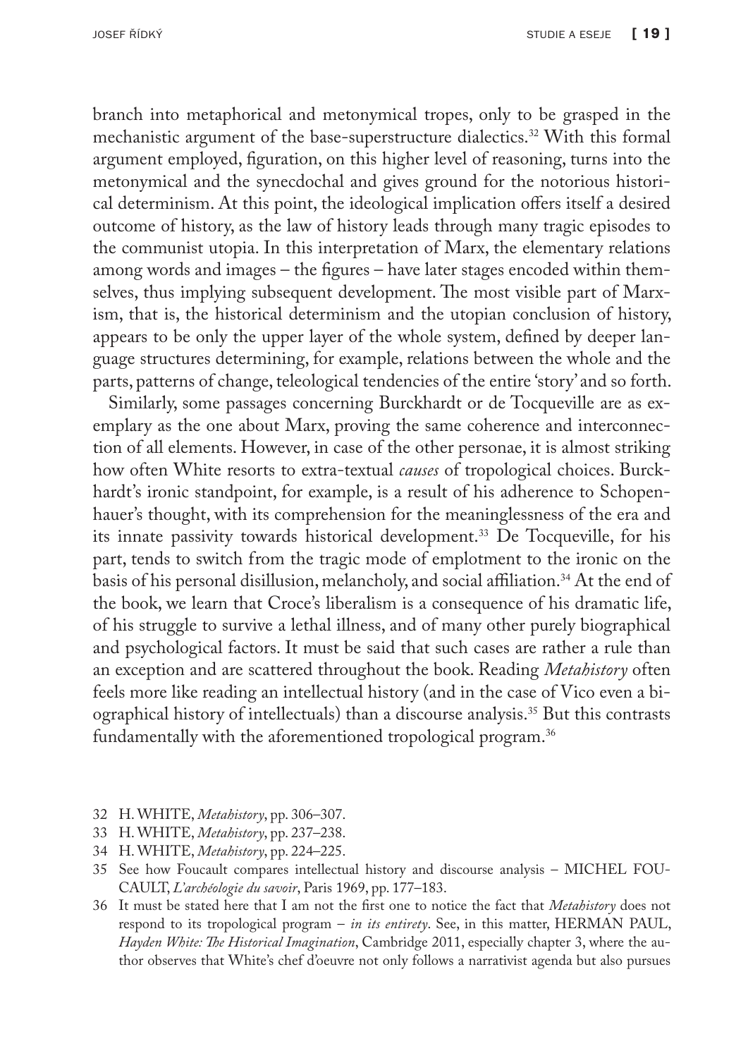branch into metaphorical and metonymical tropes, only to be grasped in the mechanistic argument of the base-superstructure dialectics.[32] With this formal argument employed, figuration, on this higher level of reasoning, turns into the metonymical and the synecdochal and gives ground for the notorious historical determinism. At this point, the ideological implication offers itself a desired outcome of history, as the law of history leads through many tragic episodes to the communist utopia. In this interpretation of Marx, the elementary relations among words and images – the figures – have later stages encoded within themselves, thus implying subsequent development. The most visible part of Marxism, that is, the historical determinism and the utopian conclusion of history, appears to be only the upper layer of the whole system, defined by deeper language structures determining, for example, relations between the whole and the parts, patterns of change, teleological tendencies of the entire 'story' and so forth.

Similarly, some passages concerning Burckhardt or de Tocqueville are as exemplary as the one about Marx, proving the same coherence and interconnection of all elements. However, in case of the other personae, it is almost striking how often White resorts to extra-textual *causes* of tropological choices. Burckhardt's ironic standpoint, for example, is a result of his adherence to Schopenhauer's thought, with its comprehension for the meaninglessness of the era and its innate passivity towards historical development.[33] De Tocqueville, for his part, tends to switch from the tragic mode of emplotment to the ironic on the basis of his personal disillusion, melancholy, and social affiliation.[34] At the end of the book, we learn that Croce's liberalism is a consequence of his dramatic life, of his struggle to survive a lethal illness, and of many other purely biographical and psychological factors. It must be said that such cases are rather a rule than an exception and are scattered throughout the book. Reading *Metahistory* often feels more like reading an intellectual history (and in the case of Vico even a biographical history of intellectuals) than a discourse analysis.[35] But this contrasts fundamentally with the aforementioned tropological program.[36]

32 H. WHITE, *Metahistory*, pp. 306–307.

33 H. WHITE, *Metahistory*, pp. 237–238.

34 H. WHITE, *Metahistory*, pp. 224–225.

35 See how Foucault compares intellectual history and discourse analysis – MICHEL FOUCAULT, *L'archéologie du savoir*, Paris 1969, pp. 177–183.

36 It must be stated here that I am not the first one to notice the fact that *Metahistory* does not respond to its tropological program – *in its entirety*. See, in this matter, HERMAN PAUL, *Hayden White: The Historical Imagination*, Cambridge 2011, especially chapter 3, where the author observes that White's chef d'oeuvre not only follows a narrativist agenda but also pursues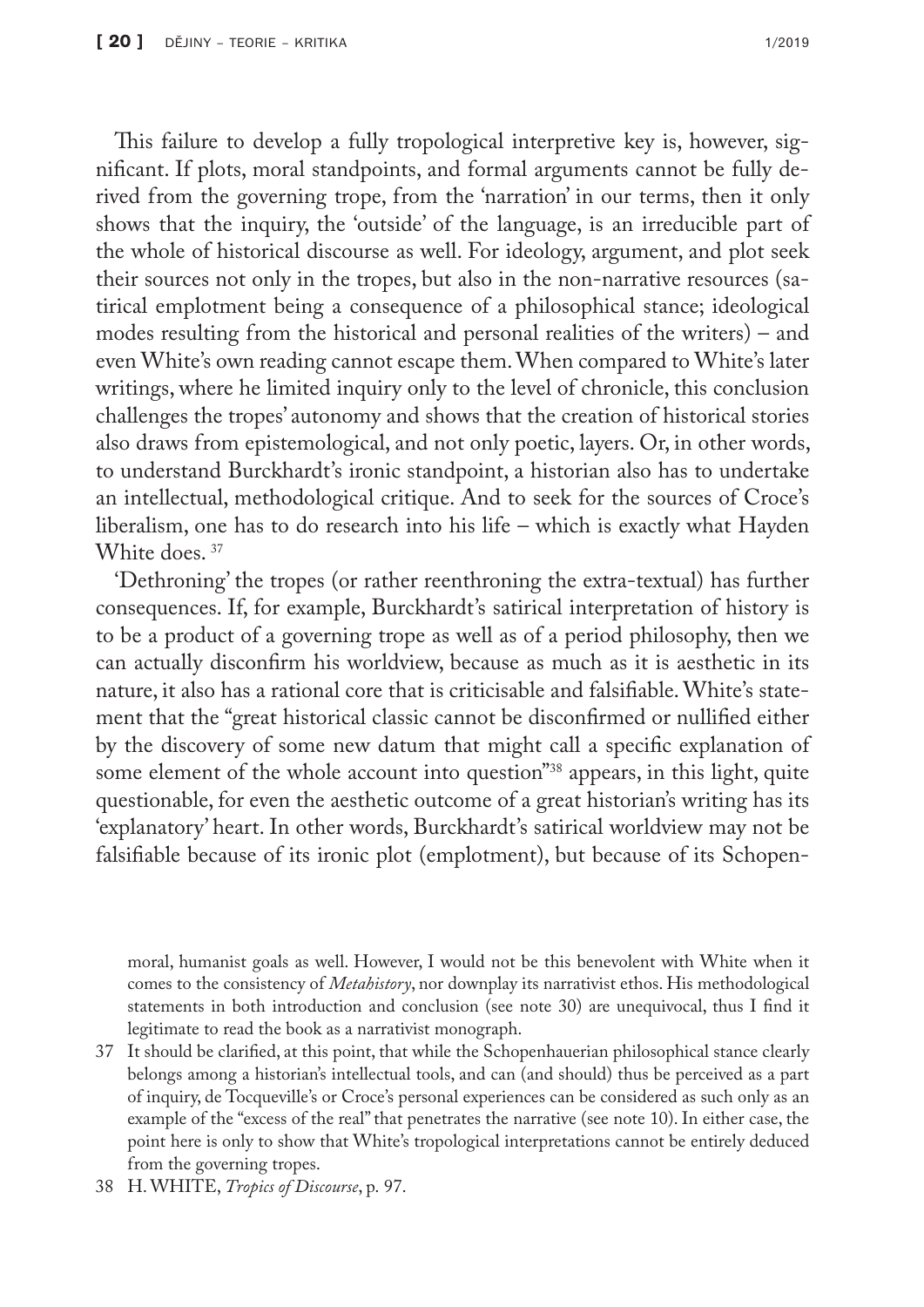This failure to develop a fully tropological interpretive key is, however, significant. If plots, moral standpoints, and formal arguments cannot be fully derived from the governing trope, from the 'narration' in our terms, then it only shows that the inquiry, the 'outside' of the language, is an irreducible part of the whole of historical discourse as well. For ideology, argument, and plot seek their sources not only in the tropes, but also in the non-narrative resources (satirical emplotment being a consequence of a philosophical stance; ideological modes resulting from the historical and personal realities of the writers) – and even White's own reading cannot escape them. When compared to White's later writings, where he limited inquiry only to the level of chronicle, this conclusion challenges the tropes' autonomy and shows that the creation of historical stories also draws from epistemological, and not only poetic, layers. Or, in other words, to understand Burckhardt's ironic standpoint, a historian also has to undertake an intellectual, methodological critique. And to seek for the sources of Croce's liberalism, one has to do research into his life – which is exactly what Hayden White does. [37]

'Dethroning' the tropes (or rather reenthroning the extra-textual) has further consequences. If, for example, Burckhardt's satirical interpretation of history is to be a product of a governing trope as well as of a period philosophy, then we can actually disconfirm his worldview, because as much as it is aesthetic in its nature, it also has a rational core that is criticisable and falsifiable. White's statement that the "great historical classic cannot be disconfirmed or nullified either by the discovery of some new datum that might call a specific explanation of some element of the whole account into question"[38] appears, in this light, quite questionable, for even the aesthetic outcome of a great historian's writing has its 'explanatory' heart. In other words, Burckhardt's satirical worldview may not be falsifiable because of its ironic plot (emplotment), but because of its Schopen-

moral, humanist goals as well. However, I would not be this benevolent with White when it comes to the consistency of *Metahistory*, nor downplay its narrativist ethos. His methodological statements in both introduction and conclusion (see note 30) are unequivocal, thus I find it legitimate to read the book as a narrativist monograph.

37 It should be clarified, at this point, that while the Schopenhauerian philosophical stance clearly belongs among a historian's intellectual tools, and can (and should) thus be perceived as a part of inquiry, de Tocqueville's or Croce's personal experiences can be considered as such only as an example of the "excess of the real" that penetrates the narrative (see note 10). In either case, the point here is only to show that White's tropological interpretations cannot be entirely deduced from the governing tropes.

38 H. WHITE, *Tropics of Discourse*, p. 97.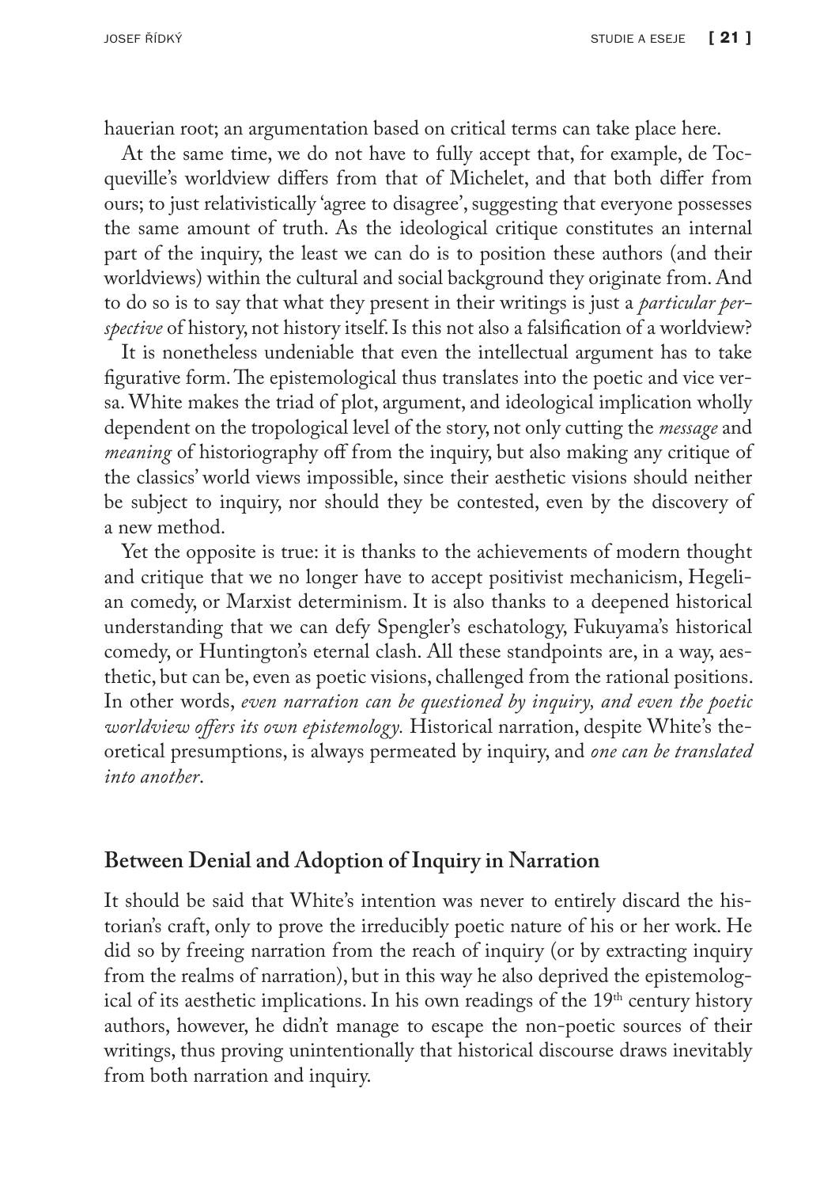hauerian root; an argumentation based on critical terms can take place here.

At the same time, we do not have to fully accept that, for example, de Tocqueville's worldview differs from that of Michelet, and that both differ from ours; to just relativistically 'agree to disagree', suggesting that everyone possesses the same amount of truth. As the ideological critique constitutes an internal part of the inquiry, the least we can do is to position these authors (and their worldviews) within the cultural and social background they originate from. And to do so is to say that what they present in their writings is just a *particular perspective* of history, not history itself. Is this not also a falsification of a worldview?

It is nonetheless undeniable that even the intellectual argument has to take figurative form. The epistemological thus translates into the poetic and vice versa. White makes the triad of plot, argument, and ideological implication wholly dependent on the tropological level of the story, not only cutting the *message* and *meaning* of historiography off from the inquiry, but also making any critique of the classics' world views impossible, since their aesthetic visions should neither be subject to inquiry, nor should they be contested, even by the discovery of a new method.

Yet the opposite is true: it is thanks to the achievements of modern thought and critique that we no longer have to accept positivist mechanicism, Hegelian comedy, or Marxist determinism. It is also thanks to a deepened historical understanding that we can defy Spengler's eschatology, Fukuyama's historical comedy, or Huntington's eternal clash. All these standpoints are, in a way, aesthetic, but can be, even as poetic visions, challenged from the rational positions. In other words, *even narration can be questioned by inquiry, and even the poetic worldview offers its own epistemology.* Historical narration, despite White's theoretical presumptions, is always permeated by inquiry, and *one can be translated into another*.

## Between Denial and Adoption of Inquiry in Narration

It should be said that White's intention was never to entirely discard the historian's craft, only to prove the irreducibly poetic nature of his or her work. He did so by freeing narration from the reach of inquiry (or by extracting inquiry from the realms of narration), but in this way he also deprived the epistemological of its aesthetic implications. In his own readings of the 19th century history authors, however, he didn't manage to escape the non-poetic sources of their writings, thus proving unintentionally that historical discourse draws inevitably from both narration and inquiry.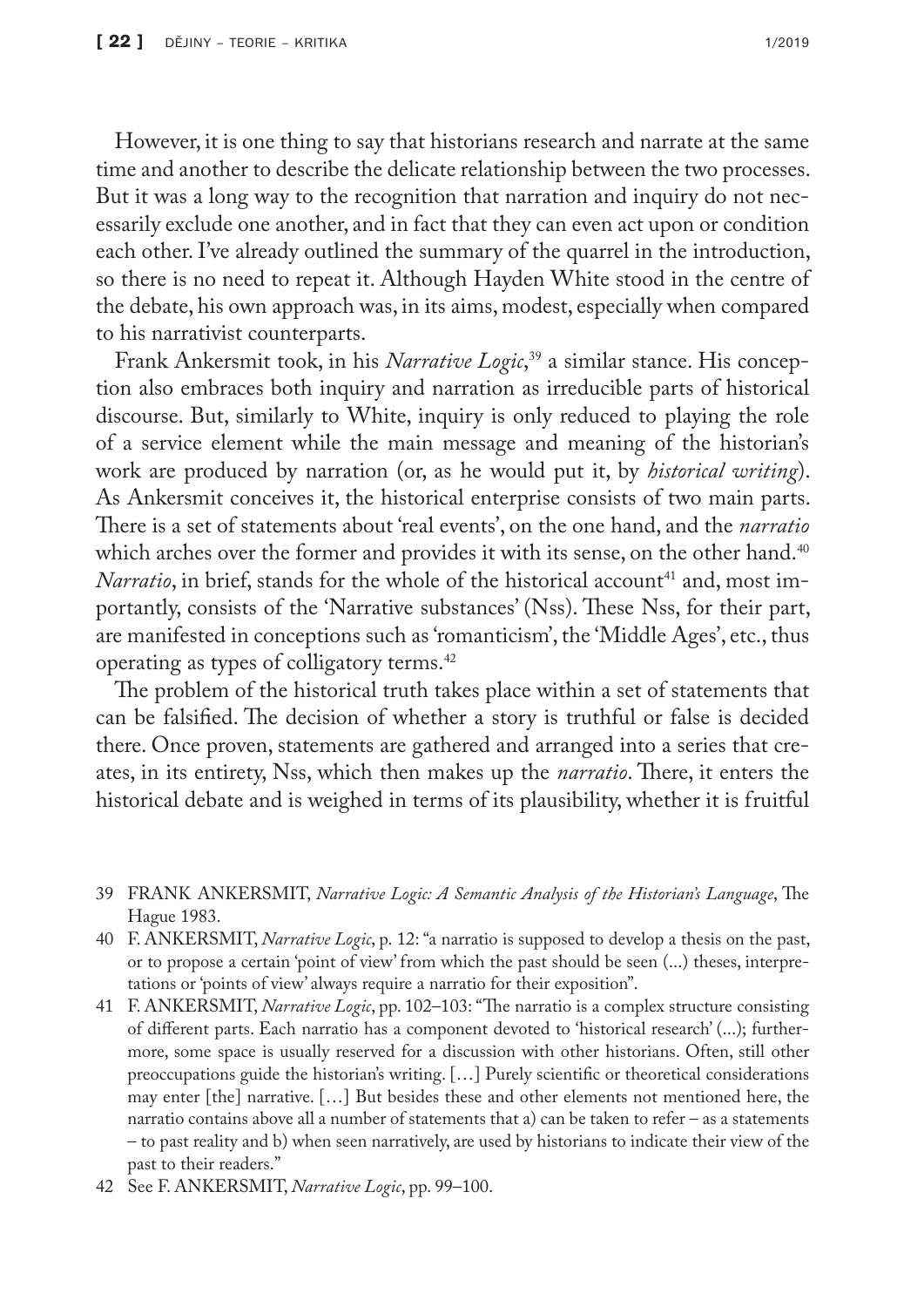However, it is one thing to say that historians research and narrate at the same time and another to describe the delicate relationship between the two processes. But it was a long way to the recognition that narration and inquiry do not necessarily exclude one another, and in fact that they can even act upon or condition each other. I've already outlined the summary of the quarrel in the introduction, so there is no need to repeat it. Although Hayden White stood in the centre of the debate, his own approach was, in its aims, modest, especially when compared to his narrativist counterparts.

Frank Ankersmit took, in his *Narrative Logic*,[39] a similar stance. His conception also embraces both inquiry and narration as irreducible parts of historical discourse. But, similarly to White, inquiry is only reduced to playing the role of a service element while the main message and meaning of the historian's work are produced by narration (or, as he would put it, by *historical writing*). As Ankersmit conceives it, the historical enterprise consists of two main parts. There is a set of statements about 'real events', on the one hand, and the *narratio* which arches over the former and provides it with its sense, on the other hand.[40] *Narratio*, in brief, stands for the whole of the historical account[41] and, most importantly, consists of the 'Narrative substances' (Nss). These Nss, for their part, are manifested in conceptions such as 'romanticism', the 'Middle Ages', etc., thus operating as types of colligatory terms.[42]

The problem of the historical truth takes place within a set of statements that can be falsified. The decision of whether a story is truthful or false is decided there. Once proven, statements are gathered and arranged into a series that creates, in its entirety, Nss, which then makes up the *narratio*. There, it enters the historical debate and is weighed in terms of its plausibility, whether it is fruitful

39 FRANK ANKERSMIT, *Narrative Logic: A Semantic Analysis of the Historian's Language*, The Hague 1983.

40 F. ANKERSMIT, *Narrative Logic*, p. 12: "a narratio is supposed to develop a thesis on the past, or to propose a certain 'point of view' from which the past should be seen (...) theses, interpretations or 'points of view' always require a narratio for their exposition".

41 F. ANKERSMIT, *Narrative Logic*, pp. 102–103: "The narratio is a complex structure consisting of different parts. Each narratio has a component devoted to 'historical research' (...); furthermore, some space is usually reserved for a discussion with other historians. Often, still other preoccupations guide the historian's writing. […] Purely scientific or theoretical considerations may enter [the] narrative. […] But besides these and other elements not mentioned here, the narratio contains above all a number of statements that a) can be taken to refer – as a statements – to past reality and b) when seen narratively, are used by historians to indicate their view of the past to their readers."

42 See F. ANKERSMIT, *Narrative Logic*, pp. 99–100.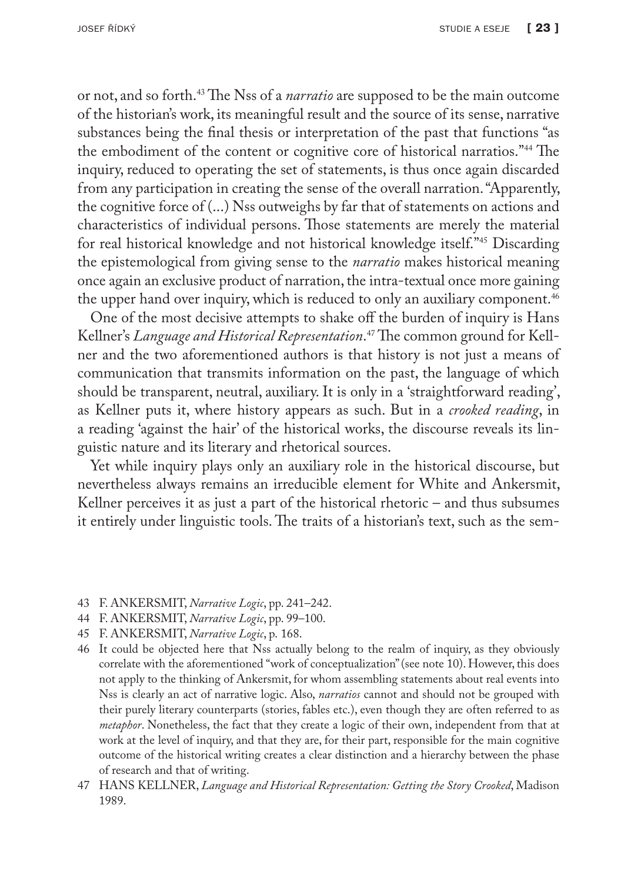or not, and so forth.[43] The Nss of a *narratio* are supposed to be the main outcome of the historian's work, its meaningful result and the source of its sense, narrative substances being the final thesis or interpretation of the past that functions "as the embodiment of the content or cognitive core of historical narratios."[44] The inquiry, reduced to operating the set of statements, is thus once again discarded from any participation in creating the sense of the overall narration. "Apparently, the cognitive force of (...) Nss outweighs by far that of statements on actions and characteristics of individual persons. Those statements are merely the material for real historical knowledge and not historical knowledge itself."[45] Discarding the epistemological from giving sense to the *narratio* makes historical meaning once again an exclusive product of narration, the intra-textual once more gaining the upper hand over inquiry, which is reduced to only an auxiliary component.[46]

One of the most decisive attempts to shake off the burden of inquiry is Hans Kellner's *Language and Historical Representation*.[47] The common ground for Kellner and the two aforementioned authors is that history is not just a means of communication that transmits information on the past, the language of which should be transparent, neutral, auxiliary. It is only in a 'straightforward reading', as Kellner puts it, where history appears as such. But in a *crooked reading*, in a reading 'against the hair' of the historical works, the discourse reveals its linguistic nature and its literary and rhetorical sources.

Yet while inquiry plays only an auxiliary role in the historical discourse, but nevertheless always remains an irreducible element for White and Ankersmit, Kellner perceives it as just a part of the historical rhetoric – and thus subsumes it entirely under linguistic tools. The traits of a historian's text, such as the sem-

---

43 F. ANKERSMIT, *Narrative Logic*, pp. 241–242.

44 F. ANKERSMIT, *Narrative Logic*, pp. 99–100.

45 F. ANKERSMIT, *Narrative Logic*, p. 168.

46 It could be objected here that Nss actually belong to the realm of inquiry, as they obviously correlate with the aforementioned "work of conceptualization" (see note 10). However, this does not apply to the thinking of Ankersmit, for whom assembling statements about real events into Nss is clearly an act of narrative logic. Also, *narratios* cannot and should not be grouped with their purely literary counterparts (stories, fables etc.), even though they are often referred to as *metaphor*. Nonetheless, the fact that they create a logic of their own, independent from that at work at the level of inquiry, and that they are, for their part, responsible for the main cognitive outcome of the historical writing creates a clear distinction and a hierarchy between the phase of research and that of writing.

47 HANS KELLNER, *Language and Historical Representation: Getting the Story Crooked*, Madison 1989.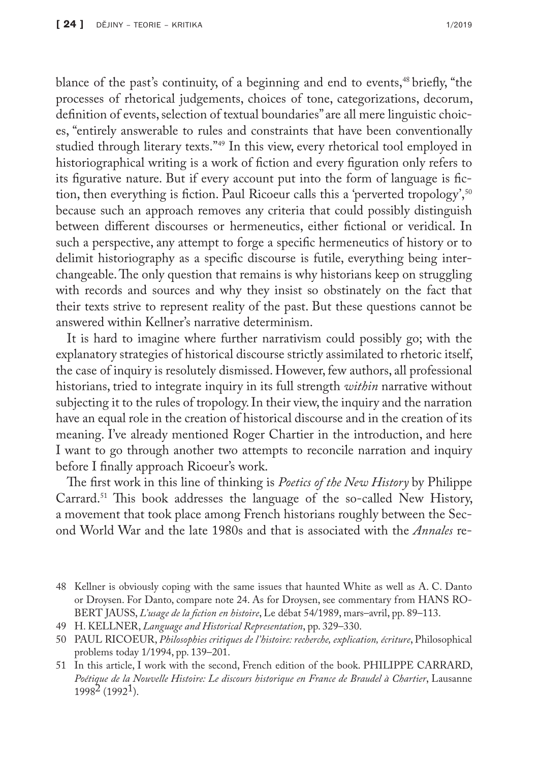blance of the past's continuity, of a beginning and end to events,[48] briefly, "the processes of rhetorical judgements, choices of tone, categorizations, decorum, definition of events, selection of textual boundaries" are all mere linguistic choices, "entirely answerable to rules and constraints that have been conventionally studied through literary texts."[49] In this view, every rhetorical tool employed in historiographical writing is a work of fiction and every figuration only refers to its figurative nature. But if every account put into the form of language is fiction, then everything is fiction. Paul Ricoeur calls this a 'perverted tropology',[50] because such an approach removes any criteria that could possibly distinguish between different discourses or hermeneutics, either fictional or veridical. In such a perspective, any attempt to forge a specific hermeneutics of history or to delimit historiography as a specific discourse is futile, everything being interchangeable. The only question that remains is why historians keep on struggling with records and sources and why they insist so obstinately on the fact that their texts strive to represent reality of the past. But these questions cannot be answered within Kellner's narrative determinism.

It is hard to imagine where further narrativism could possibly go; with the explanatory strategies of historical discourse strictly assimilated to rhetoric itself, the case of inquiry is resolutely dismissed. However, few authors, all professional historians, tried to integrate inquiry in its full strength *within* narrative without subjecting it to the rules of tropology. In their view, the inquiry and the narration have an equal role in the creation of historical discourse and in the creation of its meaning. I've already mentioned Roger Chartier in the introduction, and here I want to go through another two attempts to reconcile narration and inquiry before I finally approach Ricoeur's work.

The first work in this line of thinking is *Poetics of the New History* by Philippe Carrard.[51] This book addresses the language of the so-called New History, a movement that took place among French historians roughly between the Second World War and the late 1980s and that is associated with the *Annales* re-

48 Kellner is obviously coping with the same issues that haunted White as well as A. C. Danto or Droysen. For Danto, compare note 24. As for Droysen, see commentary from HANS ROBERT JAUSS, *L'usage de la fiction en histoire*, Le débat 54/1989, mars–avril, pp. 89–113.

49 H. KELLNER, *Language and Historical Representation*, pp. 329–330.

50 PAUL RICOEUR, *Philosophies critiques de l'histoire: recherche, explication, écriture*, Philosophical problems today 1/1994, pp. 139–201.

51 In this article, I work with the second, French edition of the book. PHILIPPE CARRARD, *Poétique de la Nouvelle Histoire: Le discours historique en France de Braudel à Chartier*, Lausanne 1998[2] (1992[1]).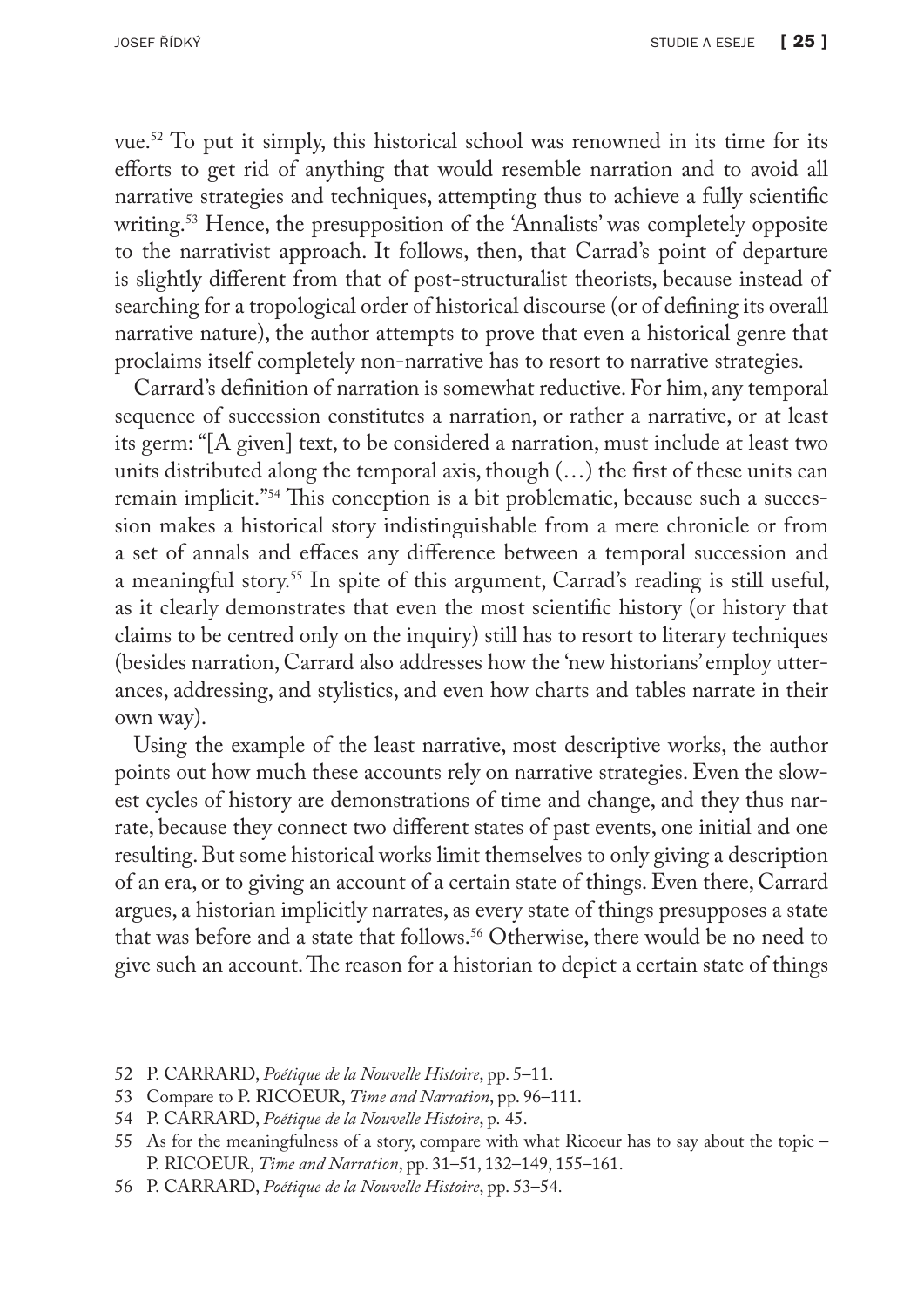vue.[52] To put it simply, this historical school was renowned in its time for its efforts to get rid of anything that would resemble narration and to avoid all narrative strategies and techniques, attempting thus to achieve a fully scientific writing.[53] Hence, the presupposition of the 'Annalists' was completely opposite to the narrativist approach. It follows, then, that Carrad's point of departure is slightly different from that of post-structuralist theorists, because instead of searching for a tropological order of historical discourse (or of defining its overall narrative nature), the author attempts to prove that even a historical genre that proclaims itself completely non-narrative has to resort to narrative strategies.

Carrard's definition of narration is somewhat reductive. For him, any temporal sequence of succession constitutes a narration, or rather a narrative, or at least its germ: "[A given] text, to be considered a narration, must include at least two units distributed along the temporal axis, though (…) the first of these units can remain implicit."[54] This conception is a bit problematic, because such a succession makes a historical story indistinguishable from a mere chronicle or from a set of annals and effaces any difference between a temporal succession and a meaningful story.[55] In spite of this argument, Carrad's reading is still useful, as it clearly demonstrates that even the most scientific history (or history that claims to be centred only on the inquiry) still has to resort to literary techniques (besides narration, Carrard also addresses how the 'new historians' employ utterances, addressing, and stylistics, and even how charts and tables narrate in their own way).

Using the example of the least narrative, most descriptive works, the author points out how much these accounts rely on narrative strategies. Even the slowest cycles of history are demonstrations of time and change, and they thus narrate, because they connect two different states of past events, one initial and one resulting. But some historical works limit themselves to only giving a description of an era, or to giving an account of a certain state of things. Even there, Carrard argues, a historian implicitly narrates, as every state of things presupposes a state that was before and a state that follows.[56] Otherwise, there would be no need to give such an account. The reason for a historian to depict a certain state of things

52 P. CARRARD, *Poétique de la Nouvelle Histoire*, pp. 5–11.

53 Compare to P. RICOEUR, *Time and Narration*, pp. 96–111.

54 P. CARRARD, *Poétique de la Nouvelle Histoire*, p. 45.

55 As for the meaningfulness of a story, compare with what Ricoeur has to say about the topic – P. RICOEUR, *Time and Narration*, pp. 31–51, 132–149, 155–161.

56 P. CARRARD, *Poétique de la Nouvelle Histoire*, pp. 53–54.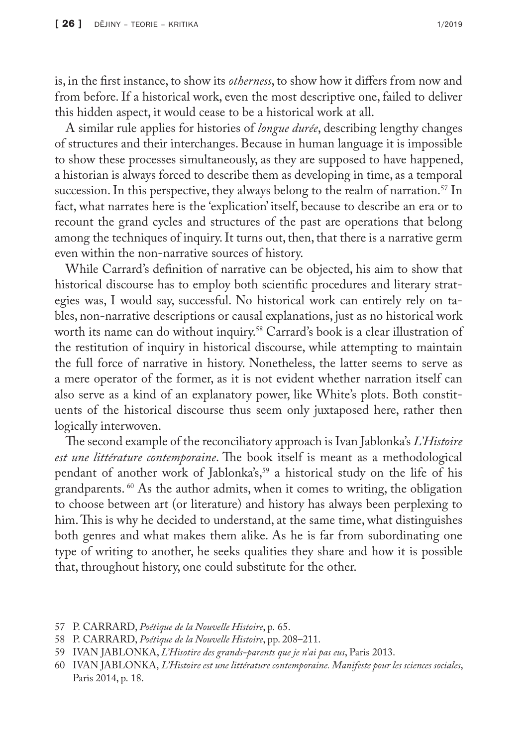is, in the first instance, to show its *otherness*, to show how it differs from now and from before. If a historical work, even the most descriptive one, failed to deliver this hidden aspect, it would cease to be a historical work at all.

A similar rule applies for histories of *longue durée*, describing lengthy changes of structures and their interchanges. Because in human language it is impossible to show these processes simultaneously, as they are supposed to have happened, a historian is always forced to describe them as developing in time, as a temporal succession. In this perspective, they always belong to the realm of narration.[57] In fact, what narrates here is the 'explication' itself, because to describe an era or to recount the grand cycles and structures of the past are operations that belong among the techniques of inquiry. It turns out, then, that there is a narrative germ even within the non-narrative sources of history.

While Carrard's definition of narrative can be objected, his aim to show that historical discourse has to employ both scientific procedures and literary strategies was, I would say, successful. No historical work can entirely rely on tables, non-narrative descriptions or causal explanations, just as no historical work worth its name can do without inquiry.[58] Carrard's book is a clear illustration of the restitution of inquiry in historical discourse, while attempting to maintain the full force of narrative in history. Nonetheless, the latter seems to serve as a mere operator of the former, as it is not evident whether narration itself can also serve as a kind of an explanatory power, like White's plots. Both constituents of the historical discourse thus seem only juxtaposed here, rather then logically interwoven.

The second example of the reconciliatory approach is Ivan Jablonka's *L'Histoire est une littérature contemporaine*. The book itself is meant as a methodological pendant of another work of Jablonka's,[59] a historical study on the life of his grandparents.[60] As the author admits, when it comes to writing, the obligation to choose between art (or literature) and history has always been perplexing to him. This is why he decided to understand, at the same time, what distinguishes both genres and what makes them alike. As he is far from subordinating one type of writing to another, he seeks qualities they share and how it is possible that, throughout history, one could substitute for the other.

57 P. CARRARD, *Poétique de la Nouvelle Histoire*, p. 65.

58 P. CARRARD, *Poétique de la Nouvelle Histoire*, pp. 208–211.

59 IVAN JABLONKA, *L'Hisotire des grands-parents que je n'ai pas eus*, Paris 2013.

60 IVAN JABLONKA, *L'Histoire est une littérature contemporaine. Manifeste pour les sciences sociales*, Paris 2014, p. 18.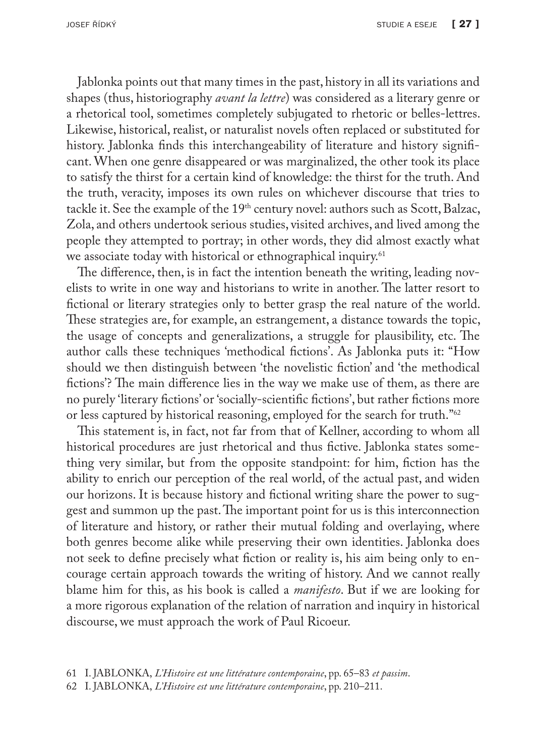Jablonka points out that many times in the past, history in all its variations and shapes (thus, historiography *avant la lettre*) was considered as a literary genre or a rhetorical tool, sometimes completely subjugated to rhetoric or belles-lettres. Likewise, historical, realist, or naturalist novels often replaced or substituted for history. Jablonka finds this interchangeability of literature and history significant. When one genre disappeared or was marginalized, the other took its place to satisfy the thirst for a certain kind of knowledge: the thirst for the truth. And the truth, veracity, imposes its own rules on whichever discourse that tries to tackle it. See the example of the 19th century novel: authors such as Scott, Balzac, Zola, and others undertook serious studies, visited archives, and lived among the people they attempted to portray; in other words, they did almost exactly what we associate today with historical or ethnographical inquiry.[61]

The difference, then, is in fact the intention beneath the writing, leading novelists to write in one way and historians to write in another. The latter resort to fictional or literary strategies only to better grasp the real nature of the world. These strategies are, for example, an estrangement, a distance towards the topic, the usage of concepts and generalizations, a struggle for plausibility, etc. The author calls these techniques 'methodical fictions'. As Jablonka puts it: "How should we then distinguish between 'the novelistic fiction' and 'the methodical fictions'? The main difference lies in the way we make use of them, as there are no purely 'literary fictions' or 'socially-scientific fictions', but rather fictions more or less captured by historical reasoning, employed for the search for truth."[62]

This statement is, in fact, not far from that of Kellner, according to whom all historical procedures are just rhetorical and thus fictive. Jablonka states something very similar, but from the opposite standpoint: for him, fiction has the ability to enrich our perception of the real world, of the actual past, and widen our horizons. It is because history and fictional writing share the power to suggest and summon up the past. The important point for us is this interconnection of literature and history, or rather their mutual folding and overlaying, where both genres become alike while preserving their own identities. Jablonka does not seek to define precisely what fiction or reality is, his aim being only to encourage certain approach towards the writing of history. And we cannot really blame him for this, as his book is called a *manifesto*. But if we are looking for a more rigorous explanation of the relation of narration and inquiry in historical discourse, we must approach the work of Paul Ricoeur.

61 I. JABLONKA, *L'Histoire est une littérature contemporaine*, pp. 65–83 *et passim*.

62 I. JABLONKA, *L'Histoire est une littérature contemporaine*, pp. 210–211.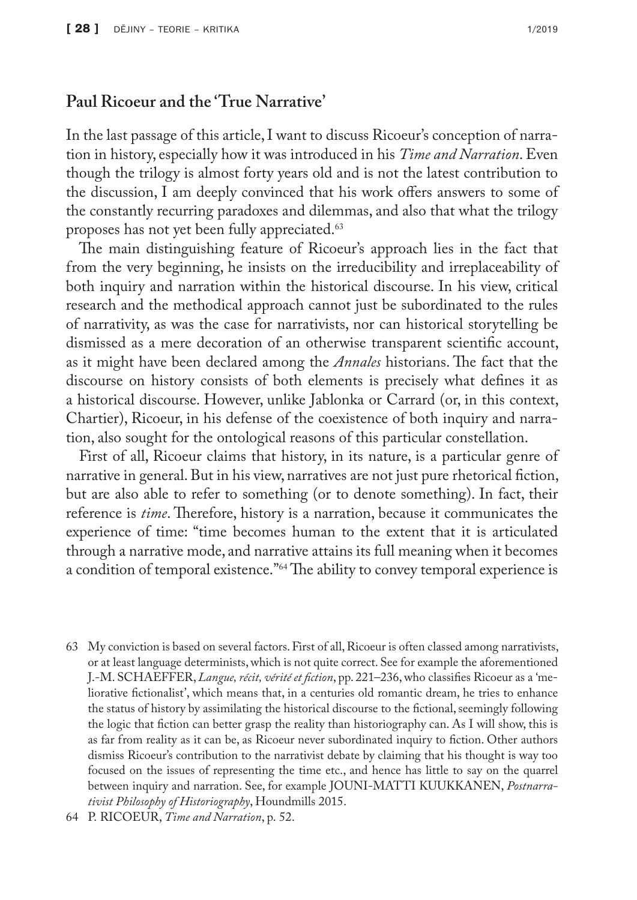## Paul Ricoeur and the 'True Narrative'

In the last passage of this article, I want to discuss Ricoeur's conception of narration in history, especially how it was introduced in his *Time and Narration*. Even though the trilogy is almost forty years old and is not the latest contribution to the discussion, I am deeply convinced that his work offers answers to some of the constantly recurring paradoxes and dilemmas, and also that what the trilogy proposes has not yet been fully appreciated.[63]

The main distinguishing feature of Ricoeur's approach lies in the fact that from the very beginning, he insists on the irreducibility and irreplaceability of both inquiry and narration within the historical discourse. In his view, critical research and the methodical approach cannot just be subordinated to the rules of narrativity, as was the case for narrativists, nor can historical storytelling be dismissed as a mere decoration of an otherwise transparent scientific account, as it might have been declared among the *Annales* historians. The fact that the discourse on history consists of both elements is precisely what defines it as a historical discourse. However, unlike Jablonka or Carrard (or, in this context, Chartier), Ricoeur, in his defense of the coexistence of both inquiry and narration, also sought for the ontological reasons of this particular constellation.

First of all, Ricoeur claims that history, in its nature, is a particular genre of narrative in general. But in his view, narratives are not just pure rhetorical fiction, but are also able to refer to something (or to denote something). In fact, their reference is *time*. Therefore, history is a narration, because it communicates the experience of time: "time becomes human to the extent that it is articulated through a narrative mode, and narrative attains its full meaning when it becomes a condition of temporal existence."[64] The ability to convey temporal experience is

63 My conviction is based on several factors. First of all, Ricoeur is often classed among narrativists, or at least language determinists, which is not quite correct. See for example the aforementioned J.-M. SCHAEFFER, *Langue, récit, vérité et fiction*, pp. 221–236, who classifies Ricoeur as a 'meliorative fictionalist', which means that, in a centuries old romantic dream, he tries to enhance the status of history by assimilating the historical discourse to the fictional, seemingly following the logic that fiction can better grasp the reality than historiography can. As I will show, this is as far from reality as it can be, as Ricoeur never subordinated inquiry to fiction. Other authors dismiss Ricoeur's contribution to the narrativist debate by claiming that his thought is way too focused on the issues of representing the time etc., and hence has little to say on the quarrel between inquiry and narration. See, for example JOUNI-MATTI KUUKKANEN, *Postnarrativist Philosophy of Historiography*, Houndmills 2015.

64 P. RICOEUR, *Time and Narration*, p. 52.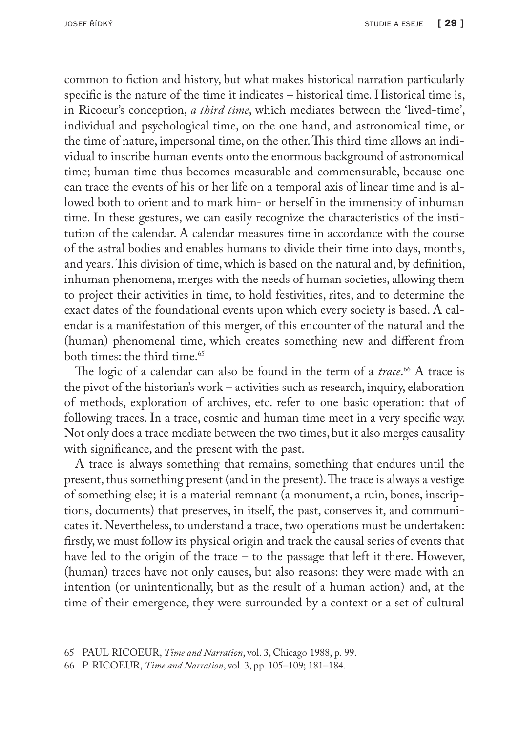common to fiction and history, but what makes historical narration particularly specific is the nature of the time it indicates – historical time. Historical time is, in Ricoeur's conception, *a third time*, which mediates between the 'lived-time', individual and psychological time, on the one hand, and astronomical time, or the time of nature, impersonal time, on the other. This third time allows an individual to inscribe human events onto the enormous background of astronomical time; human time thus becomes measurable and commensurable, because one can trace the events of his or her life on a temporal axis of linear time and is allowed both to orient and to mark him- or herself in the immensity of inhuman time. In these gestures, we can easily recognize the characteristics of the institution of the calendar. A calendar measures time in accordance with the course of the astral bodies and enables humans to divide their time into days, months, and years. This division of time, which is based on the natural and, by definition, inhuman phenomena, merges with the needs of human societies, allowing them to project their activities in time, to hold festivities, rites, and to determine the exact dates of the foundational events upon which every society is based. A calendar is a manifestation of this merger, of this encounter of the natural and the (human) phenomenal time, which creates something new and different from both times: the third time.[65]

The logic of a calendar can also be found in the term of a *trace*.[66] A trace is the pivot of the historian's work – activities such as research, inquiry, elaboration of methods, exploration of archives, etc. refer to one basic operation: that of following traces. In a trace, cosmic and human time meet in a very specific way. Not only does a trace mediate between the two times, but it also merges causality with significance, and the present with the past.

A trace is always something that remains, something that endures until the present, thus something present (and in the present). The trace is always a vestige of something else; it is a material remnant (a monument, a ruin, bones, inscriptions, documents) that preserves, in itself, the past, conserves it, and communicates it. Nevertheless, to understand a trace, two operations must be undertaken: firstly, we must follow its physical origin and track the causal series of events that have led to the origin of the trace – to the passage that left it there. However, (human) traces have not only causes, but also reasons: they were made with an intention (or unintentionally, but as the result of a human action) and, at the time of their emergence, they were surrounded by a context or a set of cultural

65 PAUL RICOEUR, *Time and Narration*, vol. 3, Chicago 1988, p. 99.

66 P. RICOEUR, *Time and Narration*, vol. 3, pp. 105–109; 181–184.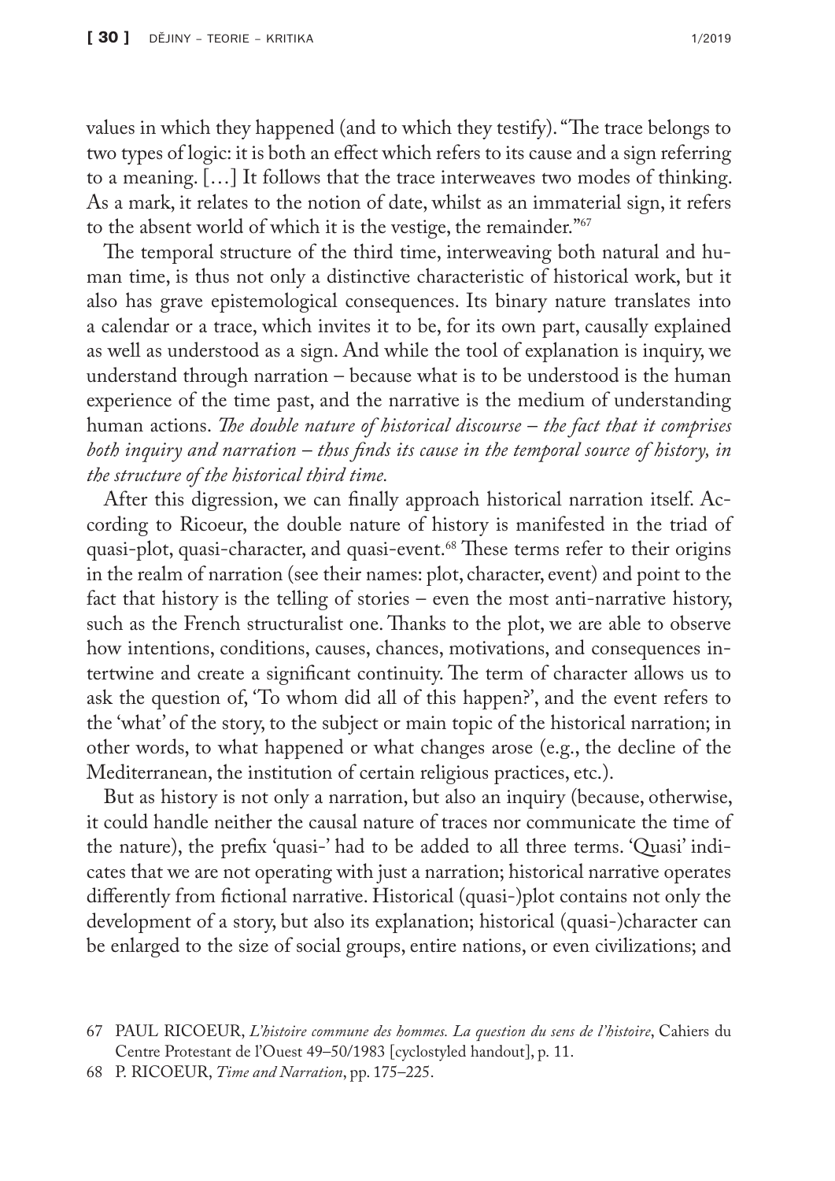values in which they happened (and to which they testify). "The trace belongs to two types of logic: it is both an effect which refers to its cause and a sign referring to a meaning. […] It follows that the trace interweaves two modes of thinking. As a mark, it relates to the notion of date, whilst as an immaterial sign, it refers to the absent world of which it is the vestige, the remainder."[67]

The temporal structure of the third time, interweaving both natural and human time, is thus not only a distinctive characteristic of historical work, but it also has grave epistemological consequences. Its binary nature translates into a calendar or a trace, which invites it to be, for its own part, causally explained as well as understood as a sign. And while the tool of explanation is inquiry, we understand through narration – because what is to be understood is the human experience of the time past, and the narrative is the medium of understanding human actions. *The double nature of historical discourse – the fact that it comprises both inquiry and narration – thus finds its cause in the temporal source of history, in the structure of the historical third time.*

After this digression, we can finally approach historical narration itself. According to Ricoeur, the double nature of history is manifested in the triad of quasi-plot, quasi-character, and quasi-event.[68] These terms refer to their origins in the realm of narration (see their names: plot, character, event) and point to the fact that history is the telling of stories – even the most anti-narrative history, such as the French structuralist one. Thanks to the plot, we are able to observe how intentions, conditions, causes, chances, motivations, and consequences intertwine and create a significant continuity. The term of character allows us to ask the question of, 'To whom did all of this happen?', and the event refers to the 'what' of the story, to the subject or main topic of the historical narration; in other words, to what happened or what changes arose (e.g., the decline of the Mediterranean, the institution of certain religious practices, etc.).

But as history is not only a narration, but also an inquiry (because, otherwise, it could handle neither the causal nature of traces nor communicate the time of the nature), the prefix 'quasi-' had to be added to all three terms. 'Quasi' indicates that we are not operating with just a narration; historical narrative operates differently from fictional narrative. Historical (quasi-)plot contains not only the development of a story, but also its explanation; historical (quasi-)character can be enlarged to the size of social groups, entire nations, or even civilizations; and

67 PAUL RICOEUR, *L'histoire commune des hommes. La question du sens de l'histoire*, Cahiers du Centre Protestant de l'Ouest 49–50/1983 [cyclostyled handout], p. 11.

68 P. RICOEUR, *Time and Narration*, pp. 175–225.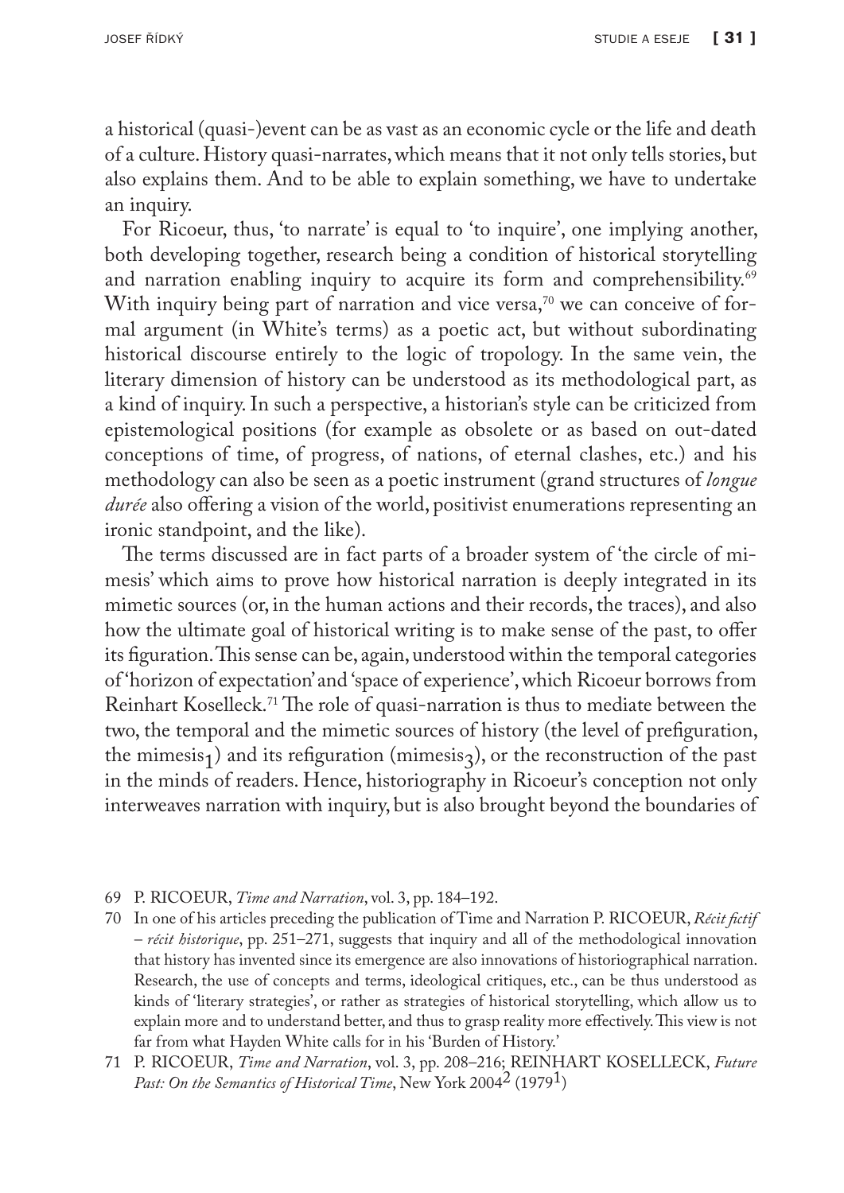a historical (quasi-)event can be as vast as an economic cycle or the life and death of a culture. History quasi-narrates, which means that it not only tells stories, but also explains them. And to be able to explain something, we have to undertake an inquiry.

For Ricoeur, thus, 'to narrate' is equal to 'to inquire', one implying another, both developing together, research being a condition of historical storytelling and narration enabling inquiry to acquire its form and comprehensibility.[69] With inquiry being part of narration and vice versa,[70] we can conceive of formal argument (in White's terms) as a poetic act, but without subordinating historical discourse entirely to the logic of tropology. In the same vein, the literary dimension of history can be understood as its methodological part, as a kind of inquiry. In such a perspective, a historian's style can be criticized from epistemological positions (for example as obsolete or as based on out-dated conceptions of time, of progress, of nations, of eternal clashes, etc.) and his methodology can also be seen as a poetic instrument (grand structures of *longue durée* also offering a vision of the world, positivist enumerations representing an ironic standpoint, and the like).

The terms discussed are in fact parts of a broader system of 'the circle of mimesis' which aims to prove how historical narration is deeply integrated in its mimetic sources (or, in the human actions and their records, the traces), and also how the ultimate goal of historical writing is to make sense of the past, to offer its figuration. This sense can be, again, understood within the temporal categories of 'horizon of expectation' and 'space of experience', which Ricoeur borrows from Reinhart Koselleck.[71] The role of quasi-narration is thus to mediate between the two, the temporal and the mimetic sources of history (the level of prefiguration, the mimesis$_1$) and its refiguration (mimesis$_3$), or the reconstruction of the past in the minds of readers. Hence, historiography in Ricoeur's conception not only interweaves narration with inquiry, but is also brought beyond the boundaries of

69 P. RICOEUR, *Time and Narration*, vol. 3, pp. 184–192.

70 In one of his articles preceding the publication of Time and Narration P. RICOEUR, *Récit fictif – récit historique*, pp. 251–271, suggests that inquiry and all of the methodological innovation that history has invented since its emergence are also innovations of historiographical narration. Research, the use of concepts and terms, ideological critiques, etc., can be thus understood as kinds of 'literary strategies', or rather as strategies of historical storytelling, which allow us to explain more and to understand better, and thus to grasp reality more effectively. This view is not far from what Hayden White calls for in his 'Burden of History.'

71 P. RICOEUR, *Time and Narration*, vol. 3, pp. 208–216; REINHART KOSELLECK, *Future Past: On the Semantics of Historical Time*, New York 2004[2] (1979[1])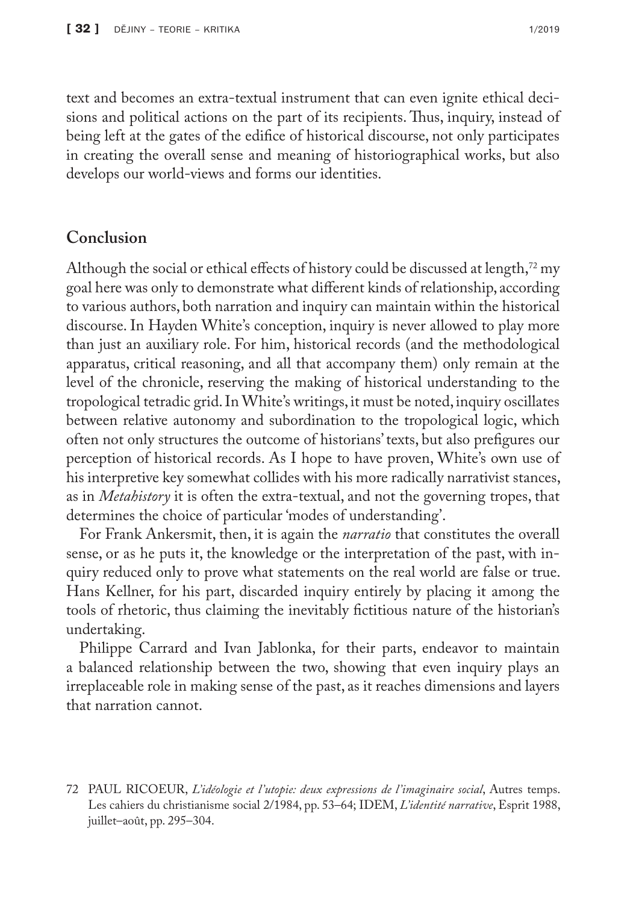text and becomes an extra-textual instrument that can even ignite ethical decisions and political actions on the part of its recipients. Thus, inquiry, instead of being left at the gates of the edifice of historical discourse, not only participates in creating the overall sense and meaning of historiographical works, but also develops our world-views and forms our identities.

## Conclusion

Although the social or ethical effects of history could be discussed at length,[72] my goal here was only to demonstrate what different kinds of relationship, according to various authors, both narration and inquiry can maintain within the historical discourse. In Hayden White's conception, inquiry is never allowed to play more than just an auxiliary role. For him, historical records (and the methodological apparatus, critical reasoning, and all that accompany them) only remain at the level of the chronicle, reserving the making of historical understanding to the tropological tetradic grid. In White's writings, it must be noted, inquiry oscillates between relative autonomy and subordination to the tropological logic, which often not only structures the outcome of historians' texts, but also prefigures our perception of historical records. As I hope to have proven, White's own use of his interpretive key somewhat collides with his more radically narrativist stances, as in *Metahistory* it is often the extra-textual, and not the governing tropes, that determines the choice of particular 'modes of understanding'.

For Frank Ankersmit, then, it is again the *narratio* that constitutes the overall sense, or as he puts it, the knowledge or the interpretation of the past, with inquiry reduced only to prove what statements on the real world are false or true. Hans Kellner, for his part, discarded inquiry entirely by placing it among the tools of rhetoric, thus claiming the inevitably fictitious nature of the historian's undertaking.

Philippe Carrard and Ivan Jablonka, for their parts, endeavor to maintain a balanced relationship between the two, showing that even inquiry plays an irreplaceable role in making sense of the past, as it reaches dimensions and layers that narration cannot.

72 PAUL RICOEUR, *L'idéologie et l'utopie: deux expressions de l'imaginaire social*, Autres temps. Les cahiers du christianisme social 2/1984, pp. 53–64; IDEM, *L'identité narrative*, Esprit 1988, juillet–août, pp. 295–304.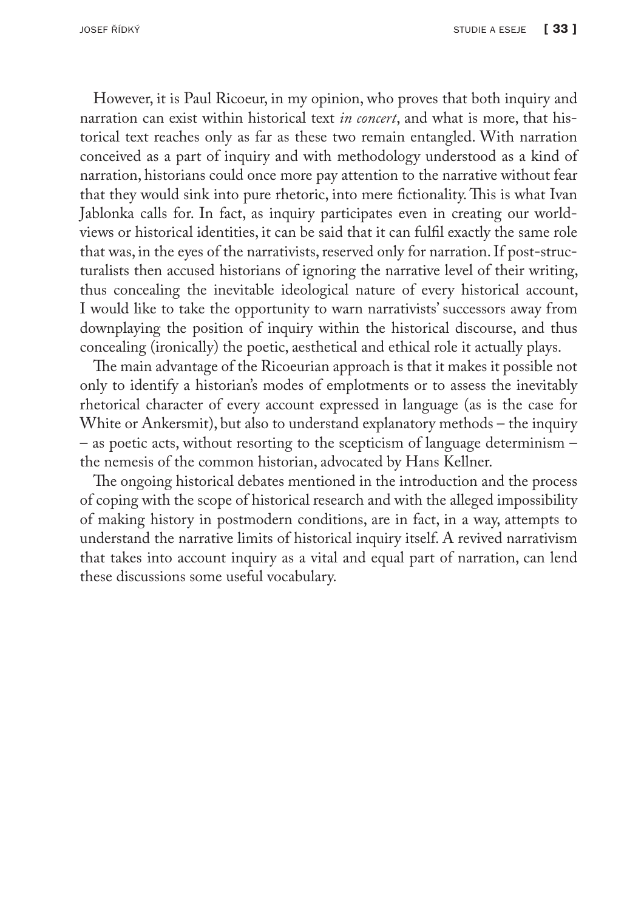However, it is Paul Ricoeur, in my opinion, who proves that both inquiry and narration can exist within historical text *in concert*, and what is more, that historical text reaches only as far as these two remain entangled. With narration conceived as a part of inquiry and with methodology understood as a kind of narration, historians could once more pay attention to the narrative without fear that they would sink into pure rhetoric, into mere fictionality. This is what Ivan Jablonka calls for. In fact, as inquiry participates even in creating our worldviews or historical identities, it can be said that it can fulfil exactly the same role that was, in the eyes of the narrativists, reserved only for narration. If post-structuralists then accused historians of ignoring the narrative level of their writing, thus concealing the inevitable ideological nature of every historical account, I would like to take the opportunity to warn narrativists' successors away from downplaying the position of inquiry within the historical discourse, and thus concealing (ironically) the poetic, aesthetical and ethical role it actually plays.

The main advantage of the Ricoeurian approach is that it makes it possible not only to identify a historian's modes of emplotments or to assess the inevitably rhetorical character of every account expressed in language (as is the case for White or Ankersmit), but also to understand explanatory methods – the inquiry – as poetic acts, without resorting to the scepticism of language determinism – the nemesis of the common historian, advocated by Hans Kellner.

The ongoing historical debates mentioned in the introduction and the process of coping with the scope of historical research and with the alleged impossibility of making history in postmodern conditions, are in fact, in a way, attempts to understand the narrative limits of historical inquiry itself. A revived narrativism that takes into account inquiry as a vital and equal part of narration, can lend these discussions some useful vocabulary.